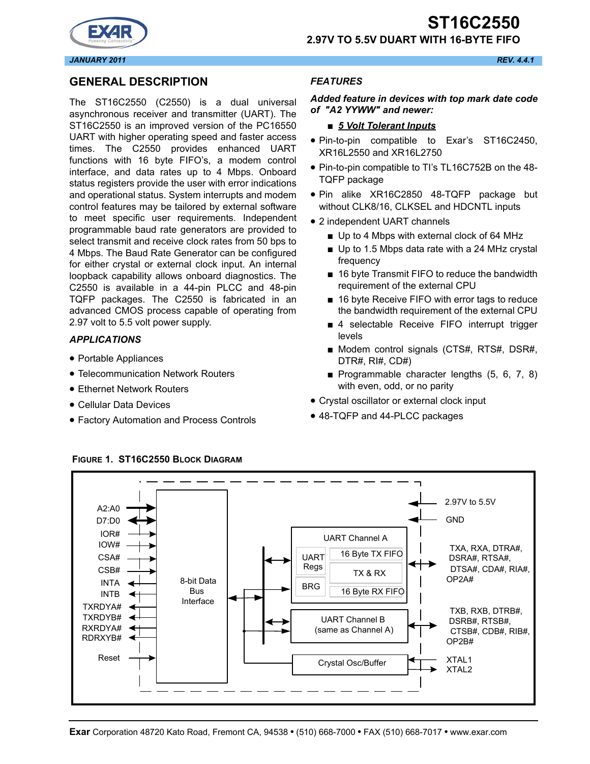# ST16C2550

## 2.97V TO 5.5V DUART WITH 16-BYTE FIFO

JANUARY 2011 REV. 4.4.1

## GENERAL DESCRIPTION

The ST16C2550 (C2550) is a dual universal asynchronous receiver and transmitter (UART). The ST16C2550 is an improved version of the PC16550 UART with higher operating speed and faster access times. The C2550 provides enhanced UART functions with 16 byte FIFO's, a modem control interface, and data rates up to 4 Mbps. Onboard status registers provide the user with error indications and operational status. System interrupts and modem control features may be tailored by external software to meet specific user requirements. Independent programmable baud rate generators are provided to select transmit and receive clock rates from 50 bps to 4 Mbps. The Baud Rate Generator can be configured for either crystal or external clock input. An internal loopback capability allows onboard diagnostics. The C2550 is available in a 44-pin PLCC and 48-pin TQFP packages. The C2550 is fabricated in an advanced CMOS process capable of operating from 2.97 volt to 5.5 volt power supply.

### APPLICATIONS

- Portable Appliances
- Telecommunication Network Routers
- Ethernet Network Routers
- Cellular Data Devices
- Factory Automation and Process Controls

### FEATURES

***Added feature in devices with top mark date code of "A2 YYWW" and newer:***

- ***5 Volt Tolerant Inputs***

- Pin-to-pin compatible to Exar's ST16C2450, XR16L2550 and XR16L2750
- Pin-to-pin compatible to TI's TL16C752B on the 48-TQFP package
- Pin alike XR16C2850 48-TQFP package but without CLK8/16, CLKSEL and HDCNTL inputs
- 2 independent UART channels
  - Up to 4 Mbps with external clock of 64 MHz
  - Up to 1.5 Mbps data rate with a 24 MHz crystal frequency
  - 16 byte Transmit FIFO to reduce the bandwidth requirement of the external CPU
  - 16 byte Receive FIFO with error tags to reduce the bandwidth requirement of the external CPU
  - 4 selectable Receive FIFO interrupt trigger levels
  - Modem control signals (CTS#, RTS#, DSR#, DTR#, RI#, CD#)
  - Programmable character lengths (5, 6, 7, 8) with even, odd, or no parity
- Crystal oscillator or external clock input
- 48-TQFP and 44-PLCC packages

**FIGURE 1. ST16C2550 BLOCK DIAGRAM**

A2:A0, D7:D0, IOR#, IOW#, CSA#, CSB#, INTA, INTB, TXRDYA#, TXRDYB#, RXRDYA#, RDRXYB#, Reset — 8-bit Data Bus Interface — UART Channel A (UART Regs, BRG, 16 Byte TX FIFO, TX & RX, 16 Byte RX FIFO) — UART Channel B (same as Channel A) — Crystal Osc/Buffer — 2.97V to 5.5V, GND, TXA, RXA, DTRA#, DSRA#, RTSA#, DTSA#, CDA#, RIA#, OP2A#, TXB, RXB, DTRB#, DSRB#, RTSB#, CTSB#, CDB#, RIB#, OP2B#, XTAL1, XTAL2

Exar Corporation 48720 Kato Road, Fremont CA, 94538 • (510) 668-7000 • FAX (510) 668-7017 • www.exar.com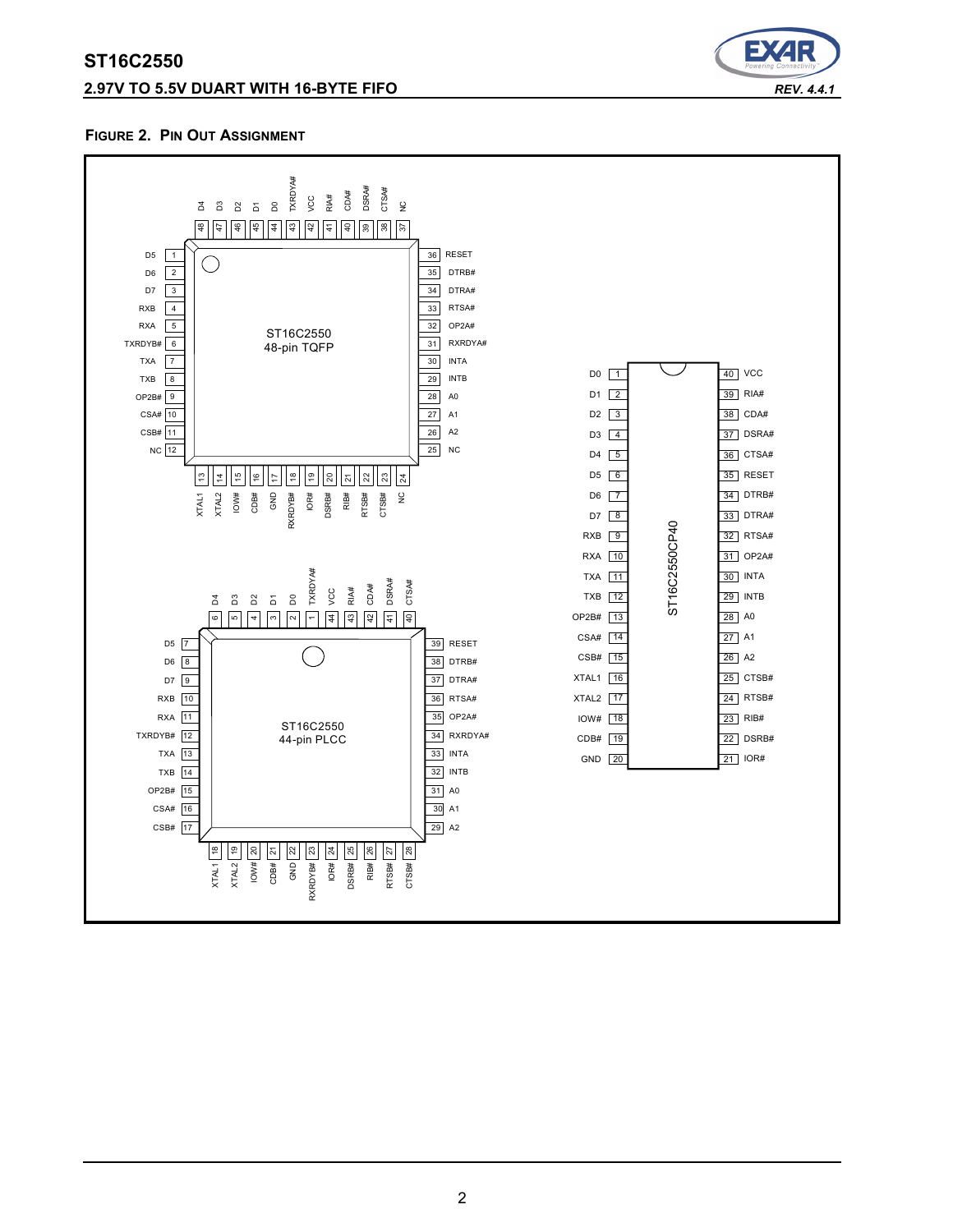**FIGURE 2. PIN OUT ASSIGNMENT**

**ST16C2550 48-pin TQFP**

| Pin | Name | Pin | Name | Pin | Name | Pin | Name |
|---|---|---|---|---|---|---|---|
| 1 | D5 | 13 | XTAL1 | 25 | NC | 37 | NC |
| 2 | D6 | 14 | XTAL2 | 26 | A2 | 38 | CTSA# |
| 3 | D7 | 15 | IOW# | 27 | A1 | 39 | DSRA# |
| 4 | RXB | 16 | CDB# | 28 | A0 | 40 | CDA# |
| 5 | RXA | 17 | GND | 29 | INTB | 41 | RIA# |
| 6 | TXRDYB# | 18 | RXRDYB# | 30 | INTA | 42 | VCC |
| 7 | TXA | 19 | IOR# | 31 | RXRDYA# | 43 | TXRDYA# |
| 8 | TXB | 20 | DSRB# | 32 | OP2A# | 44 | D0 |
| 9 | OP2B# | 21 | RIB# | 33 | RTSA# | 45 | D1 |
| 10 | CSA# | 22 | RTSB# | 34 | DTRA# | 46 | D2 |
| 11 | CSB# | 23 | CTSB# | 35 | DTRB# | 47 | D3 |
| 12 | NC | 24 | NC | 36 | RESET | 48 | D4 |

**ST16C2550 44-pin PLCC**

| Pin | Name | Pin | Name | Pin | Name | Pin | Name |
|---|---|---|---|---|---|---|---|
| 1 | TXRDYA# | 12 | TXRDYB# | 23 | RXRDYB# | 34 | RXRDYA# |
| 2 | D0 | 13 | TXA | 24 | IOR# | 35 | OP2A# |
| 3 | D1 | 14 | TXB | 25 | DSRB# | 36 | RTSA# |
| 4 | D2 | 15 | OP2B# | 26 | RIB# | 37 | DTRA# |
| 5 | D3 | 16 | CSA# | 27 | RTSB# | 38 | DTRB# |
| 6 | D4 | 17 | CSB# | 28 | CTSB# | 39 | RESET |
| 7 | D5 | 18 | XTAL1 | 29 | A2 | 40 | CTSA# |
| 8 | D6 | 19 | XTAL2 | 30 | A1 | 41 | DSRA# |
| 9 | D7 | 20 | IOW# | 31 | A0 | 42 | CDA# |
| 10 | RXB | 21 | CDB# | 32 | INTB | 43 | RIA# |
| 11 | RXA | 22 | GND | 33 | INTA | 44 | VCC |

**ST16C2550CP40**

| Pin | Name | Pin | Name |
|---|---|---|---|
| 1 | D0 | 40 | VCC |
| 2 | D1 | 39 | RIA# |
| 3 | D2 | 38 | CDA# |
| 4 | D3 | 37 | DSRA# |
| 5 | D4 | 36 | CTSA# |
| 6 | D5 | 35 | RESET |
| 7 | D6 | 34 | DTRB# |
| 8 | D7 | 33 | DTRA# |
| 9 | RXB | 32 | RTSA# |
| 10 | RXA | 31 | OP2A# |
| 11 | TXA | 30 | INTA |
| 12 | TXB | 29 | INTB |
| 13 | OP2B# | 28 | A0 |
| 14 | CSA# | 27 | A1 |
| 15 | CSB# | 26 | A2 |
| 16 | XTAL1 | 25 | CTSB# |
| 17 | XTAL2 | 24 | RTSB# |
| 18 | IOW# | 23 | RIB# |
| 19 | CDB# | 22 | DSRB# |
| 20 | GND | 21 | IOR# |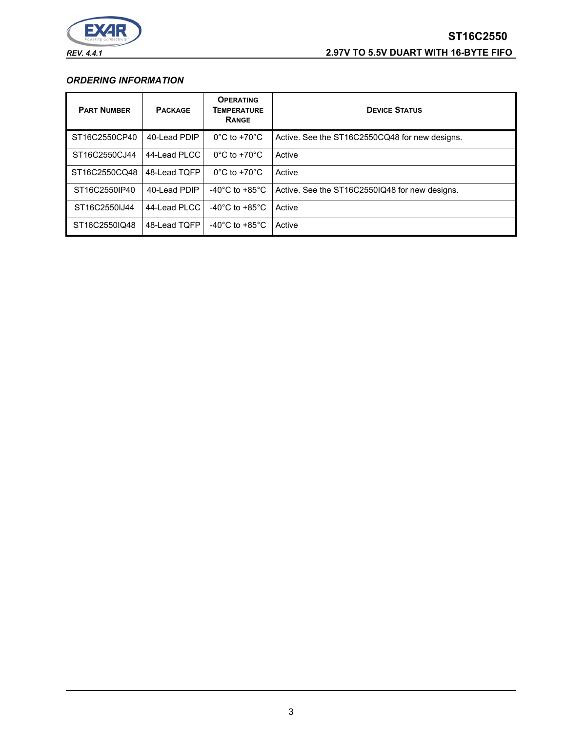## ORDERING INFORMATION

| PART NUMBER | PACKAGE | OPERATING TEMPERATURE RANGE | DEVICE STATUS |
|---|---|---|---|
| ST16C2550CP40 | 40-Lead PDIP | 0°C to +70°C | Active. See the ST16C2550CQ48 for new designs. |
| ST16C2550CJ44 | 44-Lead PLCC | 0°C to +70°C | Active |
| ST16C2550CQ48 | 48-Lead TQFP | 0°C to +70°C | Active |
| ST16C2550IP40 | 40-Lead PDIP | -40°C to +85°C | Active. See the ST16C2550IQ48 for new designs. |
| ST16C2550IJ44 | 44-Lead PLCC | -40°C to +85°C | Active |
| ST16C2550IQ48 | 48-Lead TQFP | -40°C to +85°C | Active |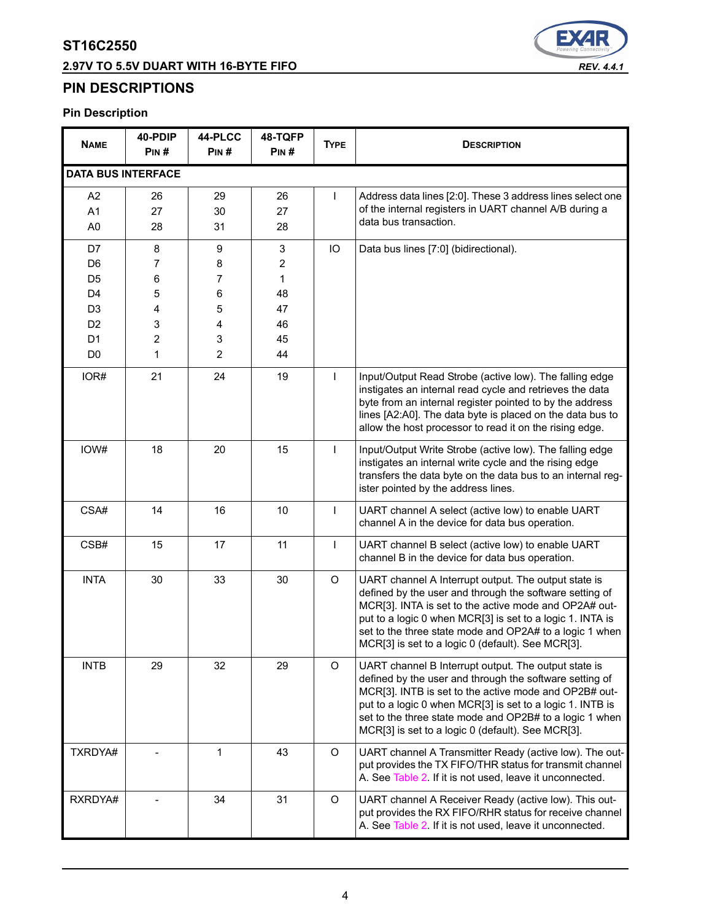## PIN DESCRIPTIONS

### Pin Description

| NAME | 40-PDIP PIN # | 44-PLCC PIN # | 48-TQFP PIN # | TYPE | DESCRIPTION |
|---|---|---|---|---|---|
| **DATA BUS INTERFACE** | | | | | |
| A2<br>A1<br>A0 | 26<br>27<br>28 | 29<br>30<br>31 | 26<br>27<br>28 | I | Address data lines [2:0]. These 3 address lines select one of the internal registers in UART channel A/B during a data bus transaction. |
| D7<br>D6<br>D5<br>D4<br>D3<br>D2<br>D1<br>D0 | 8<br>7<br>6<br>5<br>4<br>3<br>2<br>1 | 9<br>8<br>7<br>6<br>5<br>4<br>3<br>2 | 3<br>2<br>1<br>48<br>47<br>46<br>45<br>44 | IO | Data bus lines [7:0] (bidirectional). |
| IOR# | 21 | 24 | 19 | I | Input/Output Read Strobe (active low). The falling edge instigates an internal read cycle and retrieves the data byte from an internal register pointed to by the address lines [A2:A0]. The data byte is placed on the data bus to allow the host processor to read it on the rising edge. |
| IOW# | 18 | 20 | 15 | I | Input/Output Write Strobe (active low). The falling edge instigates an internal write cycle and the rising edge transfers the data byte on the data bus to an internal register pointed by the address lines. |
| CSA# | 14 | 16 | 10 | I | UART channel A select (active low) to enable UART channel A in the device for data bus operation. |
| CSB# | 15 | 17 | 11 | I | UART channel B select (active low) to enable UART channel B in the device for data bus operation. |
| INTA | 30 | 33 | 30 | O | UART channel A Interrupt output. The output state is defined by the user and through the software setting of MCR[3]. INTA is set to the active mode and OP2A# output to a logic 0 when MCR[3] is set to a logic 1. INTA is set to the three state mode and OP2A# to a logic 1 when MCR[3] is set to a logic 0 (default). See MCR[3]. |
| INTB | 29 | 32 | 29 | O | UART channel B Interrupt output. The output state is defined by the user and through the software setting of MCR[3]. INTB is set to the active mode and OP2B# output to a logic 0 when MCR[3] is set to a logic 1. INTB is set to the three state mode and OP2B# to a logic 1 when MCR[3] is set to a logic 0 (default). See MCR[3]. |
| TXRDYA# | - | 1 | 43 | O | UART channel A Transmitter Ready (active low). The output provides the TX FIFO/THR status for transmit channel A. See Table 2. If it is not used, leave it unconnected. |
| RXRDYA# | - | 34 | 31 | O | UART channel A Receiver Ready (active low). This output provides the RX FIFO/RHR status for receive channel A. See Table 2. If it is not used, leave it unconnected. |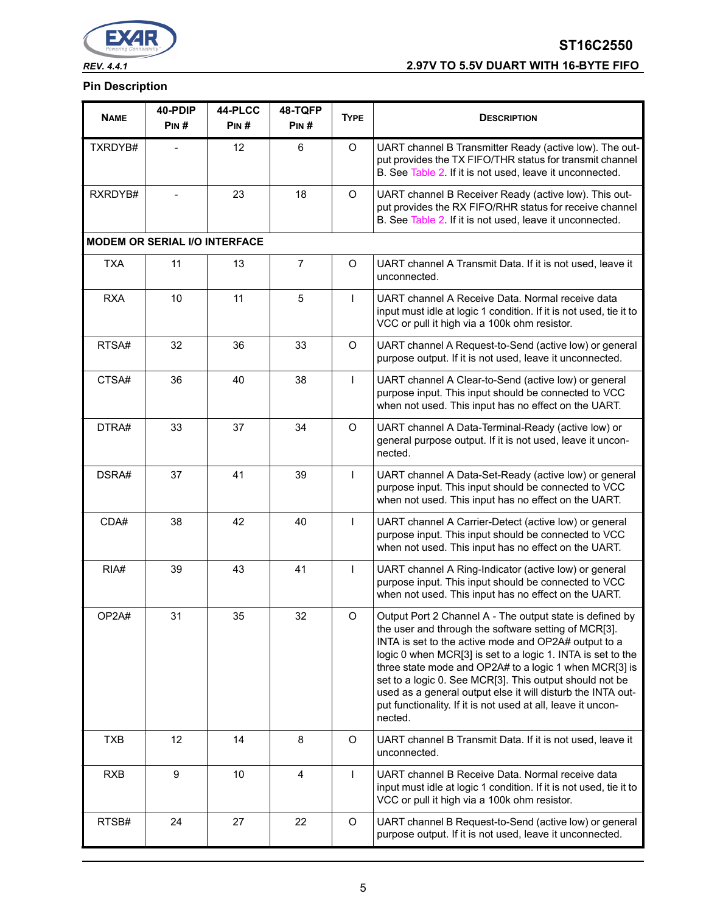## Pin Description

| NAME | 40-PDIP PIN # | 44-PLCC PIN # | 48-TQFP PIN # | TYPE | DESCRIPTION |
|---|---|---|---|---|---|
| TXRDYB# | - | 12 | 6 | O | UART channel B Transmitter Ready (active low). The output provides the TX FIFO/THR status for transmit channel B. See Table 2. If it is not used, leave it unconnected. |
| RXRDYB# | - | 23 | 18 | O | UART channel B Receiver Ready (active low). This output provides the RX FIFO/RHR status for receive channel B. See Table 2. If it is not used, leave it unconnected. |
| **MODEM OR SERIAL I/O INTERFACE** | | | | | |
| TXA | 11 | 13 | 7 | O | UART channel A Transmit Data. If it is not used, leave it unconnected. |
| RXA | 10 | 11 | 5 | I | UART channel A Receive Data. Normal receive data input must idle at logic 1 condition. If it is not used, tie it to VCC or pull it high via a 100k ohm resistor. |
| RTSA# | 32 | 36 | 33 | O | UART channel A Request-to-Send (active low) or general purpose output. If it is not used, leave it unconnected. |
| CTSA# | 36 | 40 | 38 | I | UART channel A Clear-to-Send (active low) or general purpose input. This input should be connected to VCC when not used. This input has no effect on the UART. |
| DTRA# | 33 | 37 | 34 | O | UART channel A Data-Terminal-Ready (active low) or general purpose output. If it is not used, leave it unconnected. |
| DSRA# | 37 | 41 | 39 | I | UART channel A Data-Set-Ready (active low) or general purpose input. This input should be connected to VCC when not used. This input has no effect on the UART. |
| CDA# | 38 | 42 | 40 | I | UART channel A Carrier-Detect (active low) or general purpose input. This input should be connected to VCC when not used. This input has no effect on the UART. |
| RIA# | 39 | 43 | 41 | I | UART channel A Ring-Indicator (active low) or general purpose input. This input should be connected to VCC when not used. This input has no effect on the UART. |
| OP2A# | 31 | 35 | 32 | O | Output Port 2 Channel A - The output state is defined by the user and through the software setting of MCR[3]. INTA is set to the active mode and OP2A# output to a logic 0 when MCR[3] is set to a logic 1. INTA is set to the three state mode and OP2A# to a logic 1 when MCR[3] is set to a logic 0. See MCR[3]. This output should not be used as a general output else it will disturb the INTA output functionality. If it is not used at all, leave it unconnected. |
| TXB | 12 | 14 | 8 | O | UART channel B Transmit Data. If it is not used, leave it unconnected. |
| RXB | 9 | 10 | 4 | I | UART channel B Receive Data. Normal receive data input must idle at logic 1 condition. If it is not used, tie it to VCC or pull it high via a 100k ohm resistor. |
| RTSB# | 24 | 27 | 22 | O | UART channel B Request-to-Send (active low) or general purpose output. If it is not used, leave it unconnected. |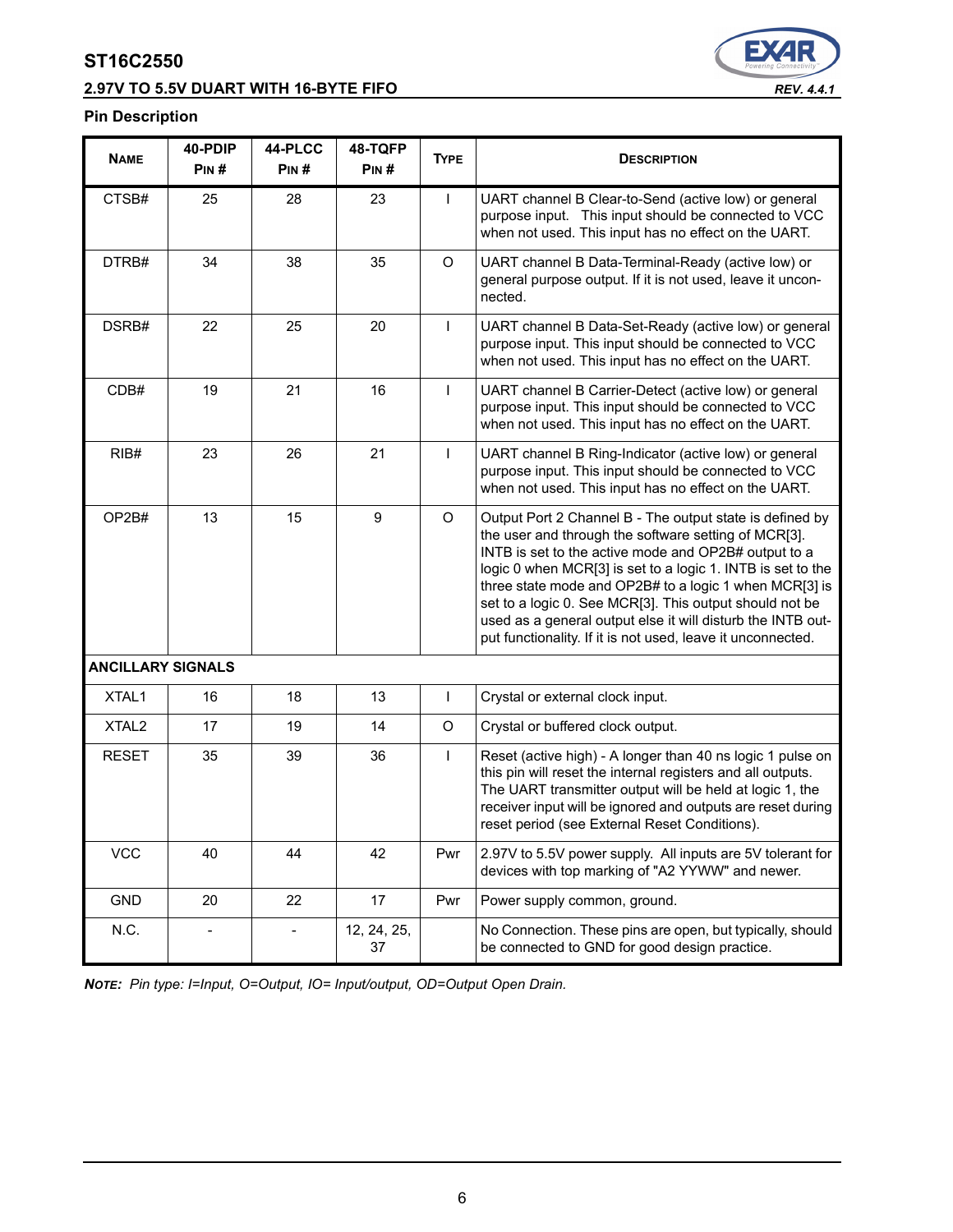## Pin Description

| Name | 40-PDIP Pin # | 44-PLCC Pin # | 48-TQFP Pin # | Type | Description |
|---|---|---|---|---|---|
| CTSB# | 25 | 28 | 23 | I | UART channel B Clear-to-Send (active low) or general purpose input. This input should be connected to VCC when not used. This input has no effect on the UART. |
| DTRB# | 34 | 38 | 35 | O | UART channel B Data-Terminal-Ready (active low) or general purpose output. If it is not used, leave it unconnected. |
| DSRB# | 22 | 25 | 20 | I | UART channel B Data-Set-Ready (active low) or general purpose input. This input should be connected to VCC when not used. This input has no effect on the UART. |
| CDB# | 19 | 21 | 16 | I | UART channel B Carrier-Detect (active low) or general purpose input. This input should be connected to VCC when not used. This input has no effect on the UART. |
| RIB# | 23 | 26 | 21 | I | UART channel B Ring-Indicator (active low) or general purpose input. This input should be connected to VCC when not used. This input has no effect on the UART. |
| OP2B# | 13 | 15 | 9 | O | Output Port 2 Channel B - The output state is defined by the user and through the software setting of MCR[3]. INTB is set to the active mode and OP2B# output to a logic 0 when MCR[3] is set to a logic 1. INTB is set to the three state mode and OP2B# to a logic 1 when MCR[3] is set to a logic 0. See MCR[3]. This output should not be used as a general output else it will disturb the INTB output functionality. If it is not used, leave it unconnected. |
| **ANCILLARY SIGNALS** | | | | | |
| XTAL1 | 16 | 18 | 13 | I | Crystal or external clock input. |
| XTAL2 | 17 | 19 | 14 | O | Crystal or buffered clock output. |
| RESET | 35 | 39 | 36 | I | Reset (active high) - A longer than 40 ns logic 1 pulse on this pin will reset the internal registers and all outputs. The UART transmitter output will be held at logic 1, the receiver input will be ignored and outputs are reset during reset period (see External Reset Conditions). |
| VCC | 40 | 44 | 42 | Pwr | 2.97V to 5.5V power supply. All inputs are 5V tolerant for devices with top marking of "A2 YYWW" and newer. |
| GND | 20 | 22 | 17 | Pwr | Power supply common, ground. |
| N.C. | - | - | 12, 24, 25, 37 | | No Connection. These pins are open, but typically, should be connected to GND for good design practice. |

***Note:** Pin type: I=Input, O=Output, IO= Input/output, OD=Output Open Drain.*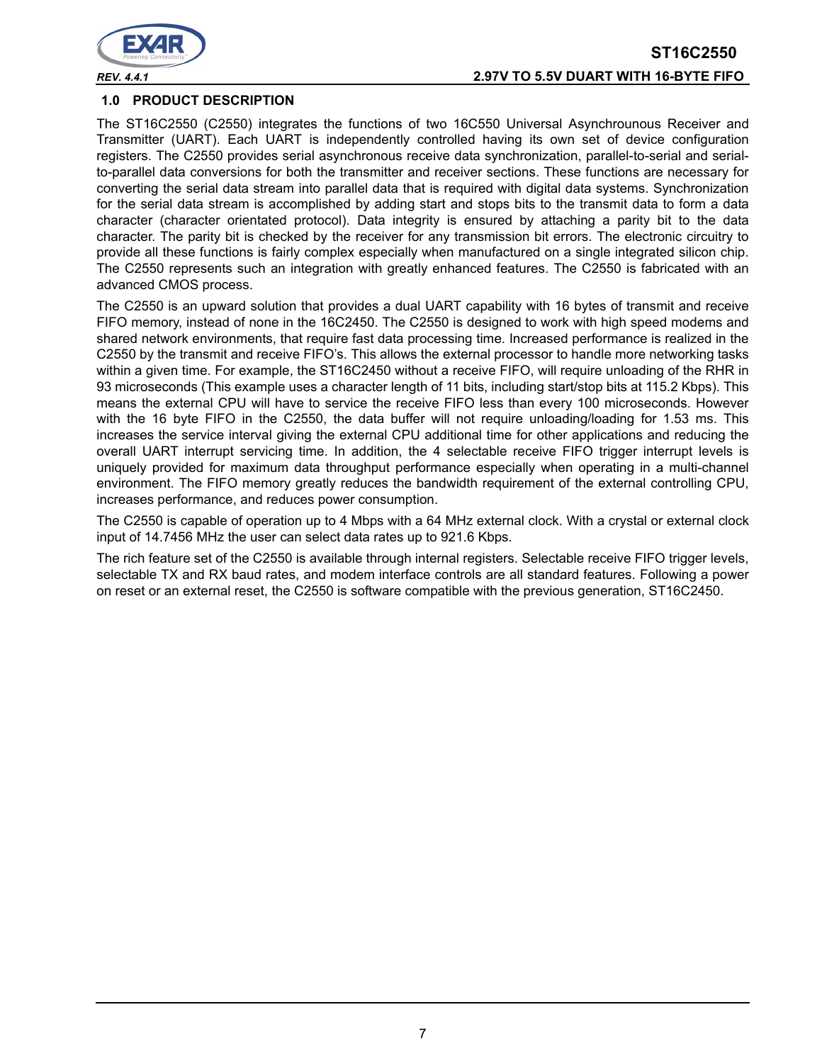## 1.0 PRODUCT DESCRIPTION

The ST16C2550 (C2550) integrates the functions of two 16C550 Universal Asynchrounous Receiver and Transmitter (UART). Each UART is independently controlled having its own set of device configuration registers. The C2550 provides serial asynchronous receive data synchronization, parallel-to-serial and serial-to-parallel data conversions for both the transmitter and receiver sections. These functions are necessary for converting the serial data stream into parallel data that is required with digital data systems. Synchronization for the serial data stream is accomplished by adding start and stops bits to the transmit data to form a data character (character orientated protocol). Data integrity is ensured by attaching a parity bit to the data character. The parity bit is checked by the receiver for any transmission bit errors. The electronic circuitry to provide all these functions is fairly complex especially when manufactured on a single integrated silicon chip. The C2550 represents such an integration with greatly enhanced features. The C2550 is fabricated with an advanced CMOS process.

The C2550 is an upward solution that provides a dual UART capability with 16 bytes of transmit and receive FIFO memory, instead of none in the 16C2450. The C2550 is designed to work with high speed modems and shared network environments, that require fast data processing time. Increased performance is realized in the C2550 by the transmit and receive FIFO's. This allows the external processor to handle more networking tasks within a given time. For example, the ST16C2450 without a receive FIFO, will require unloading of the RHR in 93 microseconds (This example uses a character length of 11 bits, including start/stop bits at 115.2 Kbps). This means the external CPU will have to service the receive FIFO less than every 100 microseconds. However with the 16 byte FIFO in the C2550, the data buffer will not require unloading/loading for 1.53 ms. This increases the service interval giving the external CPU additional time for other applications and reducing the overall UART interrupt servicing time. In addition, the 4 selectable receive FIFO trigger interrupt levels is uniquely provided for maximum data throughput performance especially when operating in a multi-channel environment. The FIFO memory greatly reduces the bandwidth requirement of the external controlling CPU, increases performance, and reduces power consumption.

The C2550 is capable of operation up to 4 Mbps with a 64 MHz external clock. With a crystal or external clock input of 14.7456 MHz the user can select data rates up to 921.6 Kbps.

The rich feature set of the C2550 is available through internal registers. Selectable receive FIFO trigger levels, selectable TX and RX baud rates, and modem interface controls are all standard features. Following a power on reset or an external reset, the C2550 is software compatible with the previous generation, ST16C2450.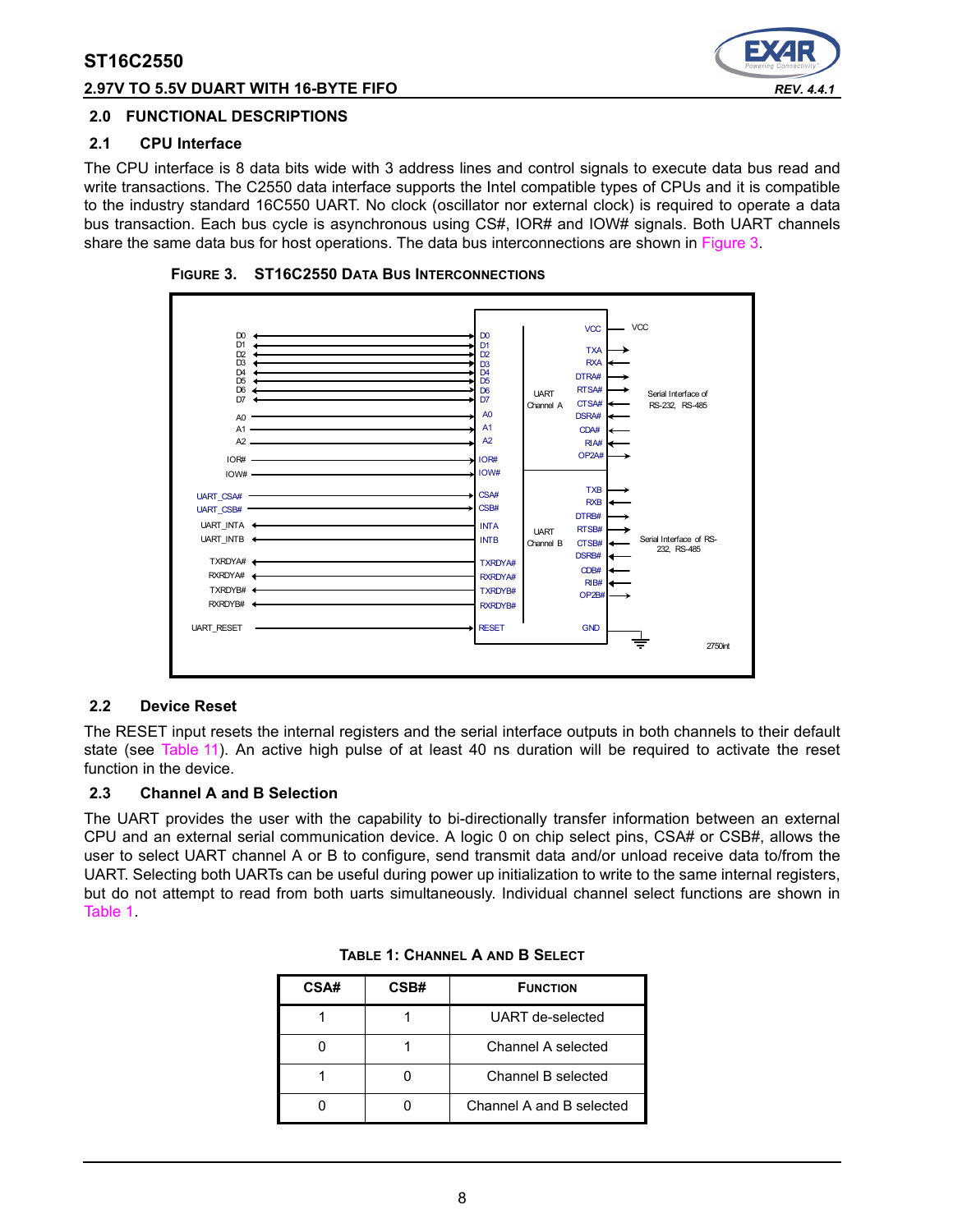## 2.0 FUNCTIONAL DESCRIPTIONS

### 2.1 CPU Interface

The CPU interface is 8 data bits wide with 3 address lines and control signals to execute data bus read and write transactions. The C2550 data interface supports the Intel compatible types of CPUs and it is compatible to the industry standard 16C550 UART. No clock (oscillator nor external clock) is required to operate a data bus transaction. Each bus cycle is asynchronous using CS#, IOR# and IOW# signals. Both UART channels share the same data bus for host operations. The data bus interconnections are shown in Figure 3.

**FIGURE 3. ST16C2550 DATA BUS INTERCONNECTIONS**

### 2.2 Device Reset

The RESET input resets the internal registers and the serial interface outputs in both channels to their default state (see Table 11). An active high pulse of at least 40 ns duration will be required to activate the reset function in the device.

### 2.3 Channel A and B Selection

The UART provides the user with the capability to bi-directionally transfer information between an external CPU and an external serial communication device. A logic 0 on chip select pins, CSA# or CSB#, allows the user to select UART channel A or B to configure, send transmit data and/or unload receive data to/from the UART. Selecting both UARTs can be useful during power up initialization to write to the same internal registers, but do not attempt to read from both uarts simultaneously. Individual channel select functions are shown in Table 1.

**TABLE 1: CHANNEL A AND B SELECT**

| CSA# | CSB# | FUNCTION |
|---|---|---|
| 1 | 1 | UART de-selected |
| 0 | 1 | Channel A selected |
| 1 | 0 | Channel B selected |
| 0 | 0 | Channel A and B selected |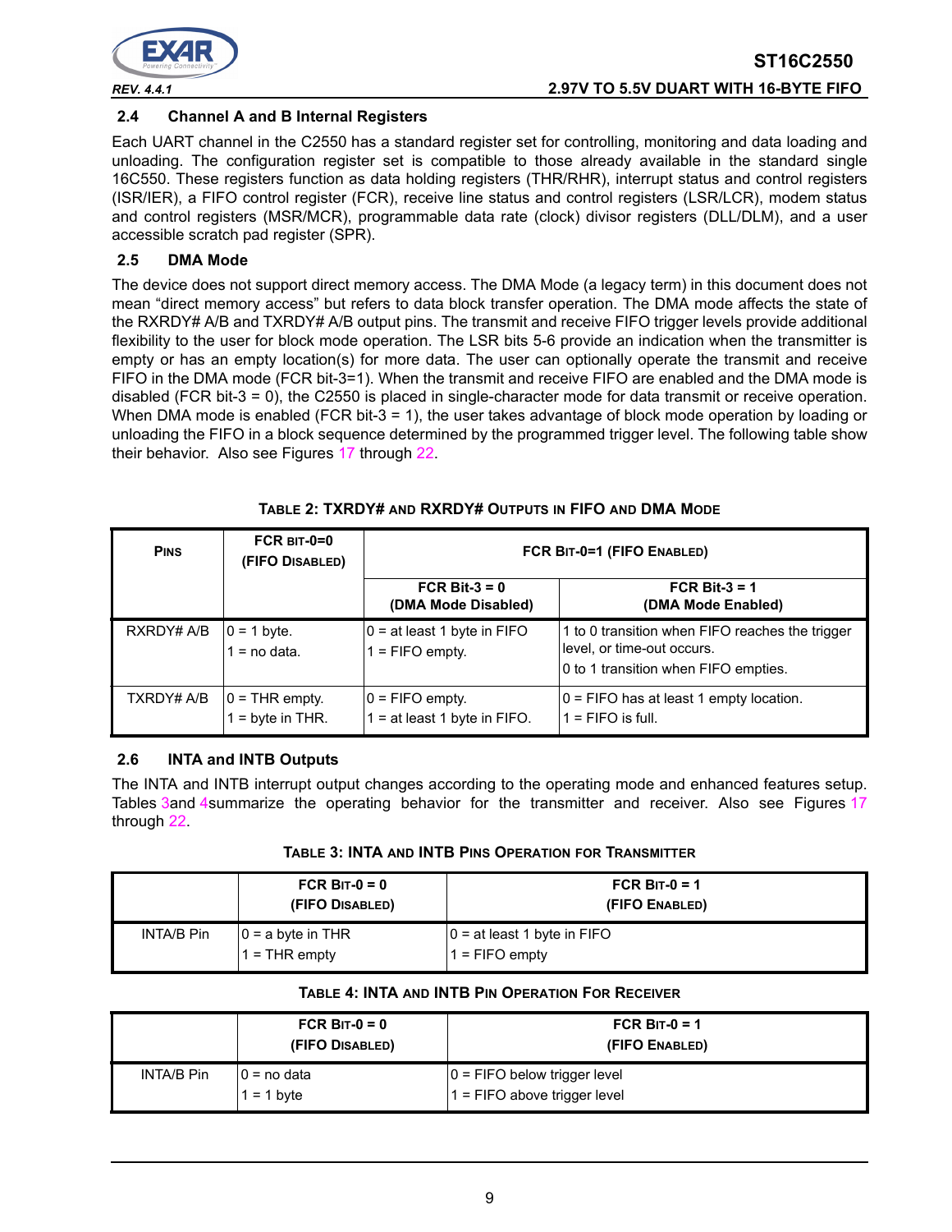## 2.4 Channel A and B Internal Registers

Each UART channel in the C2550 has a standard register set for controlling, monitoring and data loading and unloading. The configuration register set is compatible to those already available in the standard single 16C550. These registers function as data holding registers (THR/RHR), interrupt status and control registers (ISR/IER), a FIFO control register (FCR), receive line status and control registers (LSR/LCR), modem status and control registers (MSR/MCR), programmable data rate (clock) divisor registers (DLL/DLM), and a user accessible scratch pad register (SPR).

## 2.5 DMA Mode

The device does not support direct memory access. The DMA Mode (a legacy term) in this document does not mean "direct memory access" but refers to data block transfer operation. The DMA mode affects the state of the RXRDY# A/B and TXRDY# A/B output pins. The transmit and receive FIFO trigger levels provide additional flexibility to the user for block mode operation. The LSR bits 5-6 provide an indication when the transmitter is empty or has an empty location(s) for more data. The user can optionally operate the transmit and receive FIFO in the DMA mode (FCR bit-3=1). When the transmit and receive FIFO are enabled and the DMA mode is disabled (FCR bit-3 = 0), the C2550 is placed in single-character mode for data transmit or receive operation. When DMA mode is enabled (FCR bit-3 = 1), the user takes advantage of block mode operation by loading or unloading the FIFO in a block sequence determined by the programmed trigger level. The following table show their behavior. Also see Figures 17 through 22.

**TABLE 2: TXRDY# AND RXRDY# OUTPUTS IN FIFO AND DMA MODE**

| PINS | FCR BIT-0=0 (FIFO DISABLED) | FCR BIT-0=1 (FIFO ENABLED) | |
|---|---|---|---|
| | | FCR Bit-3 = 0 (DMA Mode Disabled) | FCR Bit-3 = 1 (DMA Mode Enabled) |
| RXRDY# A/B | 0 = 1 byte.<br>1 = no data. | 0 = at least 1 byte in FIFO<br>1 = FIFO empty. | 1 to 0 transition when FIFO reaches the trigger level, or time-out occurs.<br>0 to 1 transition when FIFO empties. |
| TXRDY# A/B | 0 = THR empty.<br>1 = byte in THR. | 0 = FIFO empty.<br>1 = at least 1 byte in FIFO. | 0 = FIFO has at least 1 empty location.<br>1 = FIFO is full. |

## 2.6 INTA and INTB Outputs

The INTA and INTB interrupt output changes according to the operating mode and enhanced features setup. Tables 3and 4summarize the operating behavior for the transmitter and receiver. Also see Figures 17 through 22.

**TABLE 3: INTA AND INTB PINS OPERATION FOR TRANSMITTER**

| | FCR BIT-0 = 0 (FIFO DISABLED) | FCR BIT-0 = 1 (FIFO ENABLED) |
|---|---|---|
| INTA/B Pin | 0 = a byte in THR<br>1 = THR empty | 0 = at least 1 byte in FIFO<br>1 = FIFO empty |

**TABLE 4: INTA AND INTB PIN OPERATION FOR RECEIVER**

| | FCR BIT-0 = 0 (FIFO DISABLED) | FCR BIT-0 = 1 (FIFO ENABLED) |
|---|---|---|
| INTA/B Pin | 0 = no data<br>1 = 1 byte | 0 = FIFO below trigger level<br>1 = FIFO above trigger level |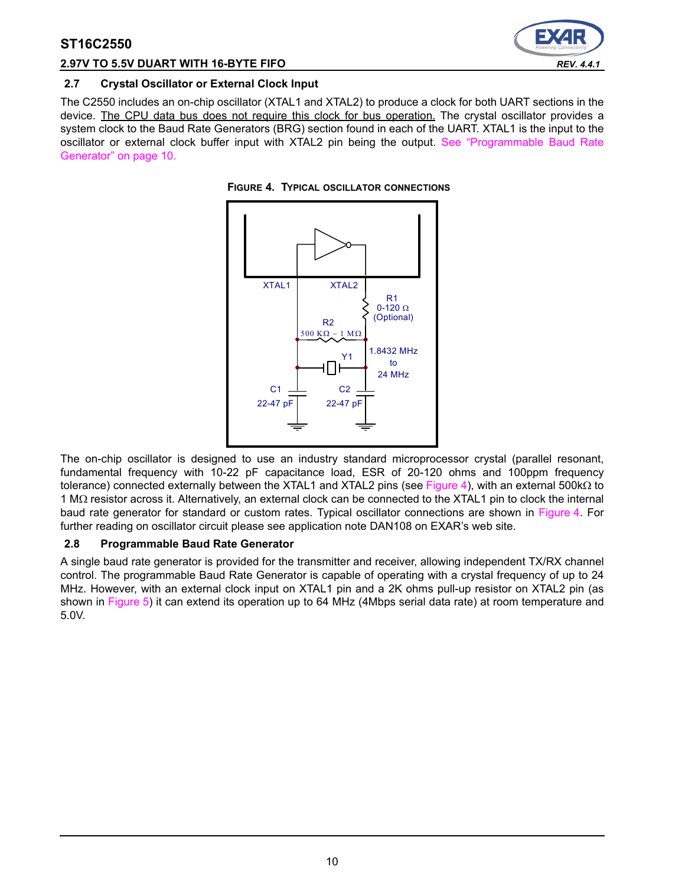### 2.7 Crystal Oscillator or External Clock Input

The C2550 includes an on-chip oscillator (XTAL1 and XTAL2) to produce a clock for both UART sections in the device. The CPU data bus does not require this clock for bus operation. The crystal oscillator provides a system clock to the Baud Rate Generators (BRG) section found in each of the UART. XTAL1 is the input to the oscillator or external clock buffer input with XTAL2 pin being the output. See "Programmable Baud Rate Generator" on page 10.

**FIGURE 4. TYPICAL OSCILLATOR CONNECTIONS**

XTAL1 XTAL2 R1 0-120 Ω (Optional) R2 500 KΩ – 1 MΩ Y1 1.8432 MHz to 24 MHz C1 22-47 pF C2 22-47 pF

The on-chip oscillator is designed to use an industry standard microprocessor crystal (parallel resonant, fundamental frequency with 10-22 pF capacitance load, ESR of 20-120 ohms and 100ppm frequency tolerance) connected externally between the XTAL1 and XTAL2 pins (see Figure 4), with an external 500kΩ to 1 MΩ resistor across it. Alternatively, an external clock can be connected to the XTAL1 pin to clock the internal baud rate generator for standard or custom rates. Typical oscillator connections are shown in Figure 4. For further reading on oscillator circuit please see application note DAN108 on EXAR's web site.

### 2.8 Programmable Baud Rate Generator

A single baud rate generator is provided for the transmitter and receiver, allowing independent TX/RX channel control. The programmable Baud Rate Generator is capable of operating with a crystal frequency of up to 24 MHz. However, with an external clock input on XTAL1 pin and a 2K ohms pull-up resistor on XTAL2 pin (as shown in Figure 5) it can extend its operation up to 64 MHz (4Mbps serial data rate) at room temperature and 5.0V.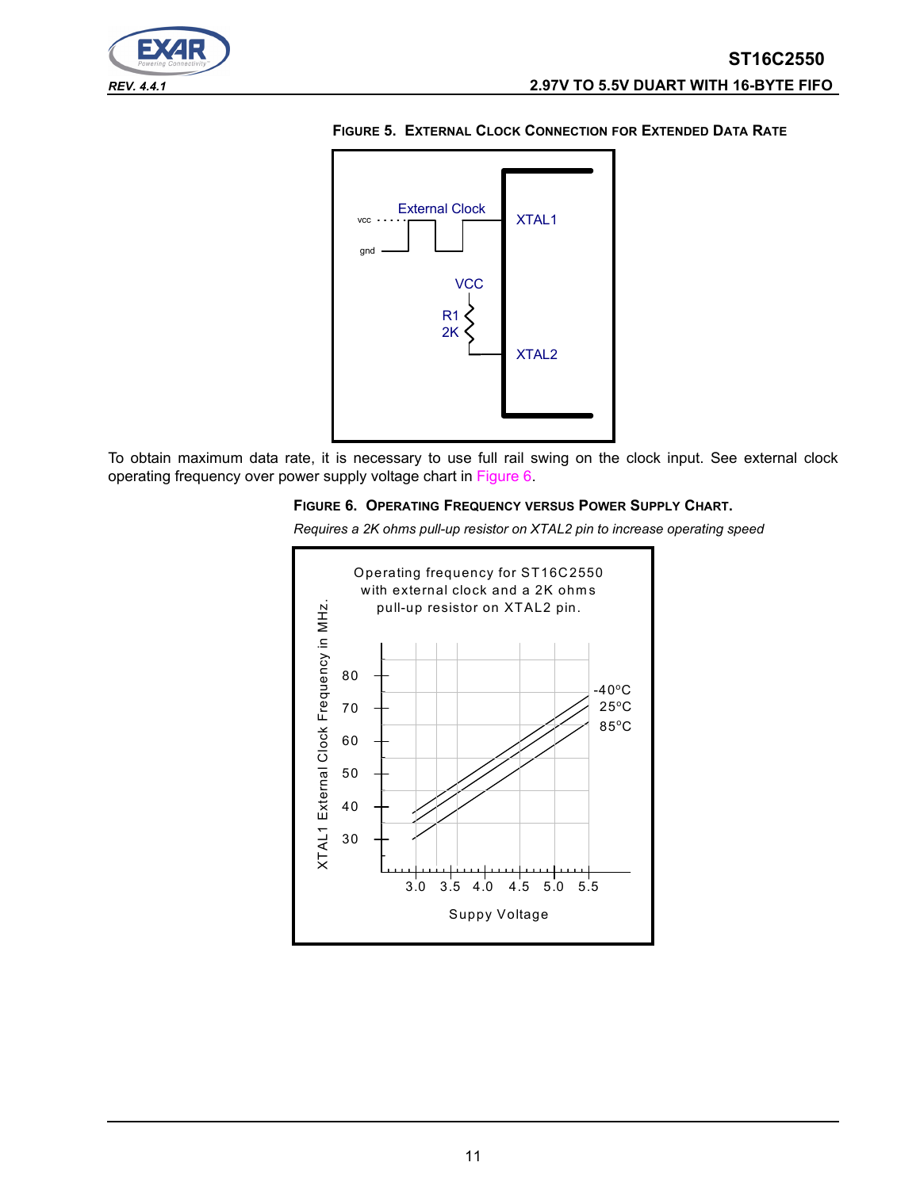**FIGURE 5. EXTERNAL CLOCK CONNECTION FOR EXTENDED DATA RATE**

External Clock

vcc

gnd

XTAL1

VCC

R1
2K

XTAL2

To obtain maximum data rate, it is necessary to use full rail swing on the clock input. See external clock operating frequency over power supply voltage chart in Figure 6.

**FIGURE 6. OPERATING FREQUENCY VERSUS POWER SUPPLY CHART.**

*Requires a 2K ohms pull-up resistor on XTAL2 pin to increase operating speed*

Operating frequency for ST16C2550 with external clock and a 2K ohms pull-up resistor on XTAL2 pin.

XTAL1 External Clock Frequency in MHz.

80, 70, 60, 50, 40, 30

-40°C
25°C
85°C

3.0 3.5 4.0 4.5 5.0 5.5

Suppy Voltage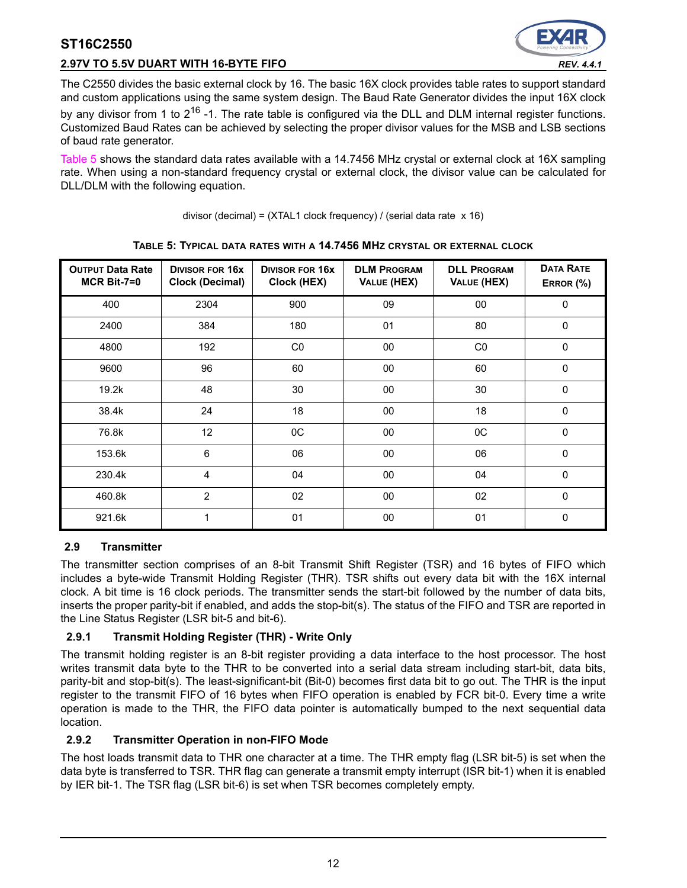The C2550 divides the basic external clock by 16. The basic 16X clock provides table rates to support standard and custom applications using the same system design. The Baud Rate Generator divides the input 16X clock by any divisor from 1 to $2^{16}$ -1. The rate table is configured via the DLL and DLM internal register functions. Customized Baud Rates can be achieved by selecting the proper divisor values for the MSB and LSB sections of baud rate generator.

Table 5 shows the standard data rates available with a 14.7456 MHz crystal or external clock at 16X sampling rate. When using a non-standard frequency crystal or external clock, the divisor value can be calculated for DLL/DLM with the following equation.

divisor (decimal) = (XTAL1 clock frequency) / (serial data rate x 16)

**TABLE 5: TYPICAL DATA RATES WITH A 14.7456 MHZ CRYSTAL OR EXTERNAL CLOCK**

| OUTPUT Data Rate MCR Bit-7=0 | DIVISOR FOR 16x Clock (Decimal) | DIVISOR FOR 16x Clock (HEX) | DLM PROGRAM VALUE (HEX) | DLL PROGRAM VALUE (HEX) | DATA RATE ERROR (%) |
|---|---|---|---|---|---|
| 400 | 2304 | 900 | 09 | 00 | 0 |
| 2400 | 384 | 180 | 01 | 80 | 0 |
| 4800 | 192 | C0 | 00 | C0 | 0 |
| 9600 | 96 | 60 | 00 | 60 | 0 |
| 19.2k | 48 | 30 | 00 | 30 | 0 |
| 38.4k | 24 | 18 | 00 | 18 | 0 |
| 76.8k | 12 | 0C | 00 | 0C | 0 |
| 153.6k | 6 | 06 | 00 | 06 | 0 |
| 230.4k | 4 | 04 | 00 | 04 | 0 |
| 460.8k | 2 | 02 | 00 | 02 | 0 |
| 921.6k | 1 | 01 | 00 | 01 | 0 |

## 2.9 Transmitter

The transmitter section comprises of an 8-bit Transmit Shift Register (TSR) and 16 bytes of FIFO which includes a byte-wide Transmit Holding Register (THR). TSR shifts out every data bit with the 16X internal clock. A bit time is 16 clock periods. The transmitter sends the start-bit followed by the number of data bits, inserts the proper parity-bit if enabled, and adds the stop-bit(s). The status of the FIFO and TSR are reported in the Line Status Register (LSR bit-5 and bit-6).

### 2.9.1 Transmit Holding Register (THR) - Write Only

The transmit holding register is an 8-bit register providing a data interface to the host processor. The host writes transmit data byte to the THR to be converted into a serial data stream including start-bit, data bits, parity-bit and stop-bit(s). The least-significant-bit (Bit-0) becomes first data bit to go out. The THR is the input register to the transmit FIFO of 16 bytes when FIFO operation is enabled by FCR bit-0. Every time a write operation is made to the THR, the FIFO data pointer is automatically bumped to the next sequential data location.

### 2.9.2 Transmitter Operation in non-FIFO Mode

The host loads transmit data to THR one character at a time. The THR empty flag (LSR bit-5) is set when the data byte is transferred to TSR. THR flag can generate a transmit empty interrupt (ISR bit-1) when it is enabled by IER bit-1. The TSR flag (LSR bit-6) is set when TSR becomes completely empty.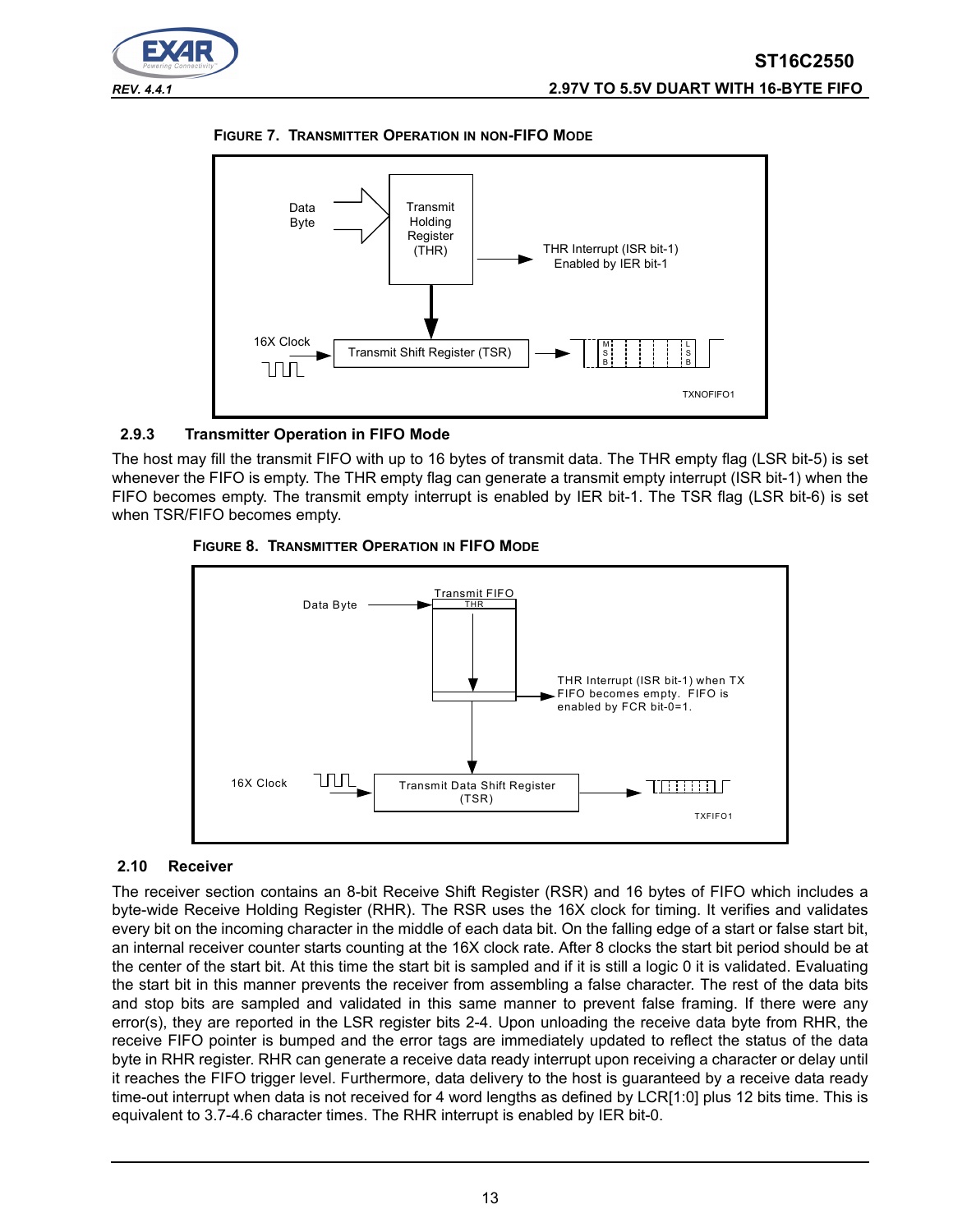**FIGURE 7. TRANSMITTER OPERATION IN NON-FIFO MODE**

### 2.9.3 Transmitter Operation in FIFO Mode

The host may fill the transmit FIFO with up to 16 bytes of transmit data. The THR empty flag (LSR bit-5) is set whenever the FIFO is empty. The THR empty flag can generate a transmit empty interrupt (ISR bit-1) when the FIFO becomes empty. The transmit empty interrupt is enabled by IER bit-1. The TSR flag (LSR bit-6) is set when TSR/FIFO becomes empty.

**FIGURE 8. TRANSMITTER OPERATION IN FIFO MODE**

## 2.10 Receiver

The receiver section contains an 8-bit Receive Shift Register (RSR) and 16 bytes of FIFO which includes a byte-wide Receive Holding Register (RHR). The RSR uses the 16X clock for timing. It verifies and validates every bit on the incoming character in the middle of each data bit. On the falling edge of a start or false start bit, an internal receiver counter starts counting at the 16X clock rate. After 8 clocks the start bit period should be at the center of the start bit. At this time the start bit is sampled and if it is still a logic 0 it is validated. Evaluating the start bit in this manner prevents the receiver from assembling a false character. The rest of the data bits and stop bits are sampled and validated in this same manner to prevent false framing. If there were any error(s), they are reported in the LSR register bits 2-4. Upon unloading the receive data byte from RHR, the receive FIFO pointer is bumped and the error tags are immediately updated to reflect the status of the data byte in RHR register. RHR can generate a receive data ready interrupt upon receiving a character or delay until it reaches the FIFO trigger level. Furthermore, data delivery to the host is guaranteed by a receive data ready time-out interrupt when data is not received for 4 word lengths as defined by LCR[1:0] plus 12 bits time. This is equivalent to 3.7-4.6 character times. The RHR interrupt is enabled by IER bit-0.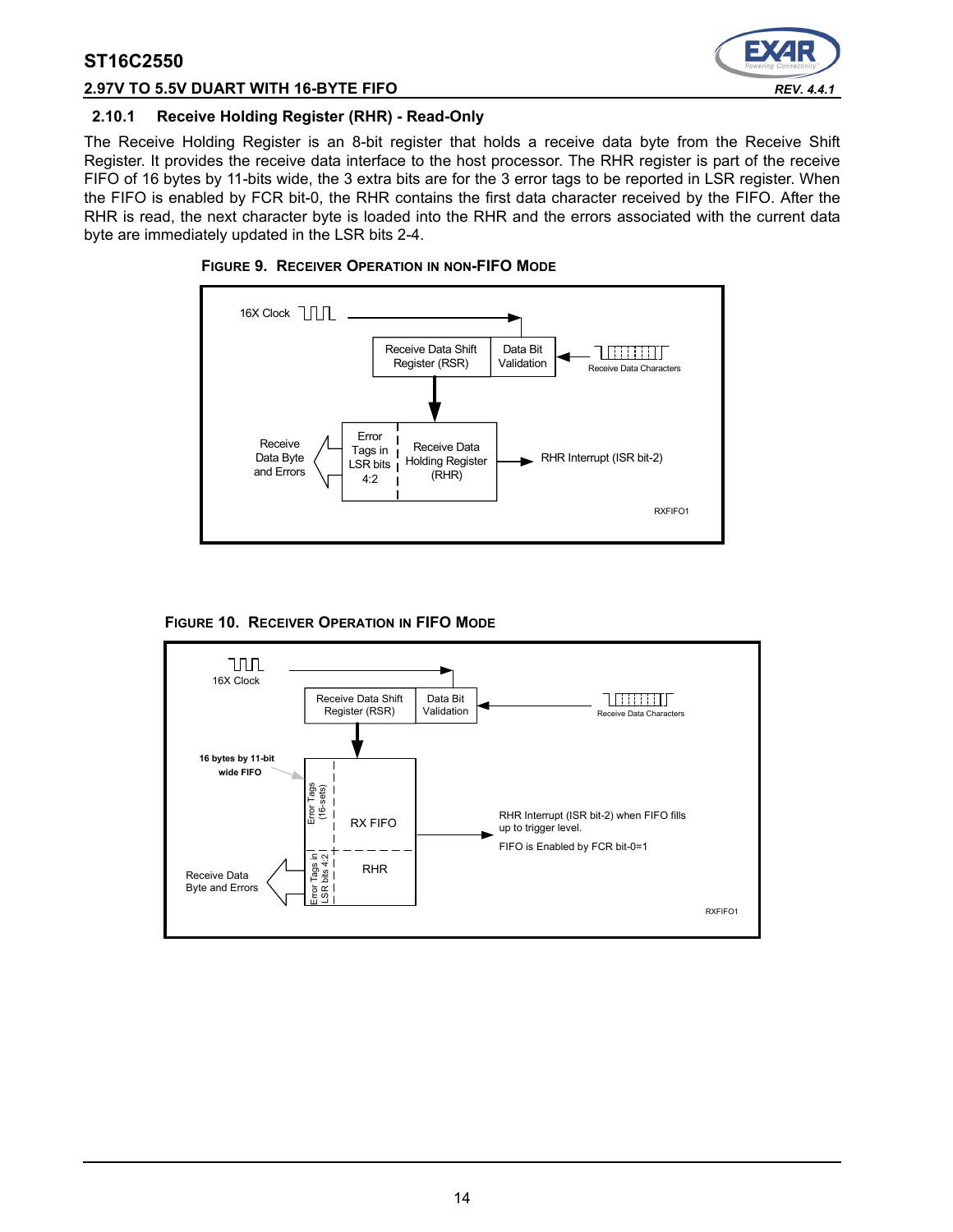### 2.10.1 Receive Holding Register (RHR) - Read-Only

The Receive Holding Register is an 8-bit register that holds a receive data byte from the Receive Shift Register. It provides the receive data interface to the host processor. The RHR register is part of the receive FIFO of 16 bytes by 11-bits wide, the 3 extra bits are for the 3 error tags to be reported in LSR register. When the FIFO is enabled by FCR bit-0, the RHR contains the first data character received by the FIFO. After the RHR is read, the next character byte is loaded into the RHR and the errors associated with the current data byte are immediately updated in the LSR bits 2-4.

**FIGURE 9. RECEIVER OPERATION IN NON-FIFO MODE**

16X Clock

Receive Data Shift Register (RSR) | Data Bit Validation

Receive Data Characters

Receive Data Byte and Errors

Error Tags in LSR bits 4:2 | Receive Data Holding Register (RHR)

RHR Interrupt (ISR bit-2)

RXFIFO1

**FIGURE 10. RECEIVER OPERATION IN FIFO MODE**

16X Clock

Receive Data Shift Register (RSR) | Data Bit Validation

Receive Data Characters

16 bytes by 11-bit wide FIFO

Error Tags (16-sets) | RX FIFO

Error Tags in LSR bits 4:2 | RHR

RHR Interrupt (ISR bit-2) when FIFO fills up to trigger level.

FIFO is Enabled by FCR bit-0=1

Receive Data Byte and Errors

RXFIFO1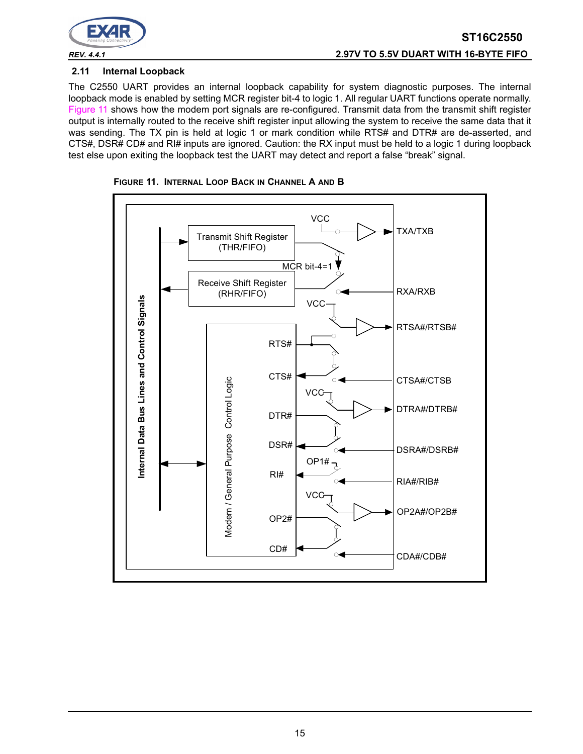### 2.11 Internal Loopback

The C2550 UART provides an internal loopback capability for system diagnostic purposes. The internal loopback mode is enabled by setting MCR register bit-4 to logic 1. All regular UART functions operate normally. Figure 11 shows how the modem port signals are re-configured. Transmit data from the transmit shift register output is internally routed to the receive shift register input allowing the system to receive the same data that it was sending. The TX pin is held at logic 1 or mark condition while RTS# and DTR# are de-asserted, and CTS#, DSR# CD# and RI# inputs are ignored. Caution: the RX input must be held to a logic 1 during loopback test else upon exiting the loopback test the UART may detect and report a false "break" signal.

**FIGURE 11. INTERNAL LOOP BACK IN CHANNEL A AND B**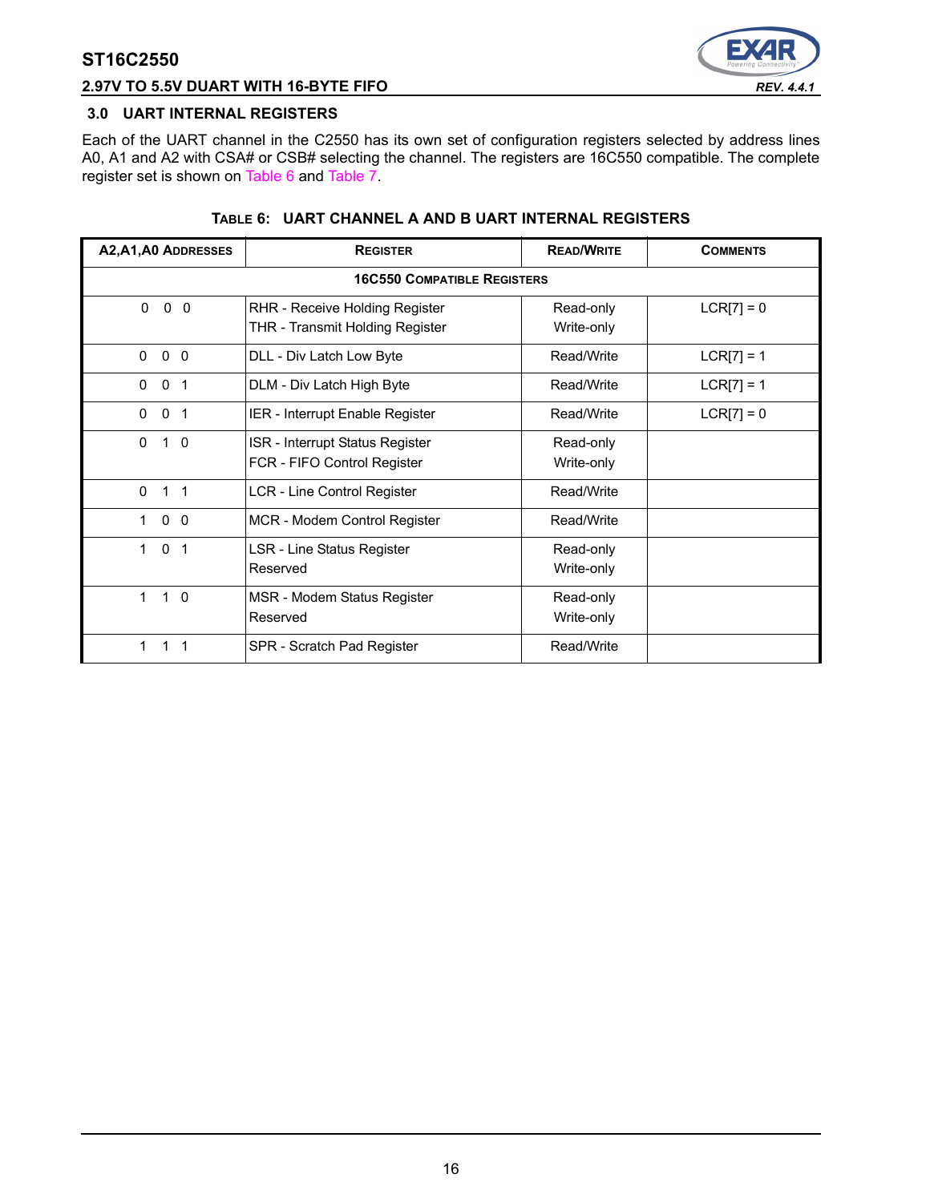## 3.0 UART INTERNAL REGISTERS

Each of the UART channel in the C2550 has its own set of configuration registers selected by address lines A0, A1 and A2 with CSA# or CSB# selecting the channel. The registers are 16C550 compatible. The complete register set is shown on Table 6 and Table 7.

**TABLE 6: UART CHANNEL A AND B UART INTERNAL REGISTERS**

| A2,A1,A0 ADDRESSES | REGISTER | READ/WRITE | COMMENTS |
|---|---|---|---|
| **16C550 COMPATIBLE REGISTERS** | | | |
| 0 0 0 | RHR - Receive Holding Register<br>THR - Transmit Holding Register | Read-only<br>Write-only | LCR[7] = 0 |
| 0 0 0 | DLL - Div Latch Low Byte | Read/Write | LCR[7] = 1 |
| 0 0 1 | DLM - Div Latch High Byte | Read/Write | LCR[7] = 1 |
| 0 0 1 | IER - Interrupt Enable Register | Read/Write | LCR[7] = 0 |
| 0 1 0 | ISR - Interrupt Status Register<br>FCR - FIFO Control Register | Read-only<br>Write-only | |
| 0 1 1 | LCR - Line Control Register | Read/Write | |
| 1 0 0 | MCR - Modem Control Register | Read/Write | |
| 1 0 1 | LSR - Line Status Register<br>Reserved | Read-only<br>Write-only | |
| 1 1 0 | MSR - Modem Status Register<br>Reserved | Read-only<br>Write-only | |
| 1 1 1 | SPR - Scratch Pad Register | Read/Write | |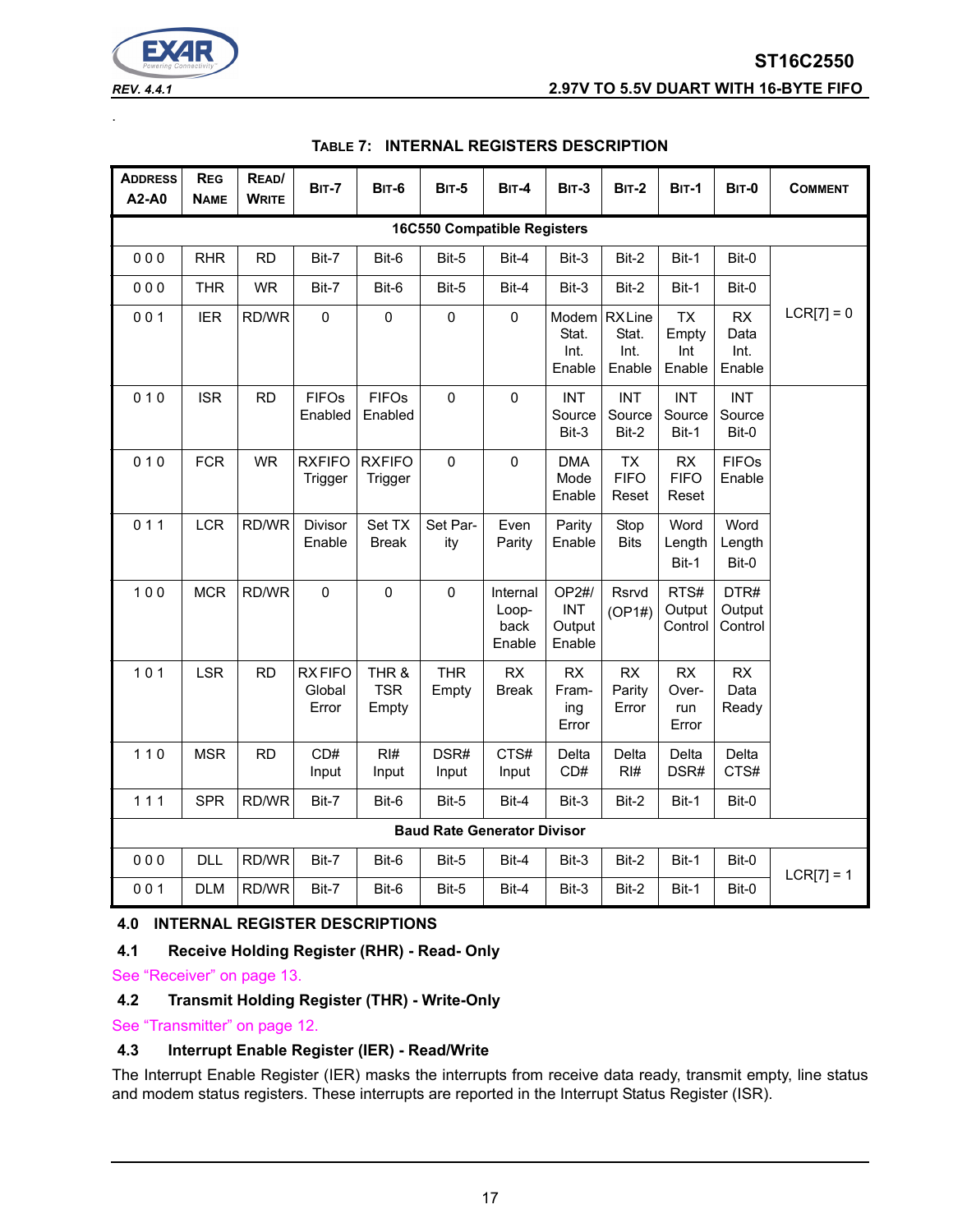**TABLE 7: INTERNAL REGISTERS DESCRIPTION**

| Address A2-A0 | Reg Name | Read/ Write | Bit-7 | Bit-6 | Bit-5 | Bit-4 | Bit-3 | Bit-2 | Bit-1 | Bit-0 | Comment |
|---|---|---|---|---|---|---|---|---|---|---|---|
| **16C550 Compatible Registers** | | | | | | | | | | | |
| 0 0 0 | RHR | RD | Bit-7 | Bit-6 | Bit-5 | Bit-4 | Bit-3 | Bit-2 | Bit-1 | Bit-0 | LCR[7] = 0 |
| 0 0 0 | THR | WR | Bit-7 | Bit-6 | Bit-5 | Bit-4 | Bit-3 | Bit-2 | Bit-1 | Bit-0 | |
| 0 0 1 | IER | RD/WR | 0 | 0 | 0 | 0 | Modem Stat. Int. Enable | RX Line Stat. Int. Enable | TX Empty Int Enable | RX Data Int. Enable | |
| 0 1 0 | ISR | RD | FIFOs Enabled | FIFOs Enabled | 0 | 0 | INT Source Bit-3 | INT Source Bit-2 | INT Source Bit-1 | INT Source Bit-0 | |
| 0 1 0 | FCR | WR | RXFIFO Trigger | RXFIFO Trigger | 0 | 0 | DMA Mode Enable | TX FIFO Reset | RX FIFO Reset | FIFOs Enable | |
| 0 1 1 | LCR | RD/WR | Divisor Enable | Set TX Break | Set Parity | Even Parity | Parity Enable | Stop Bits | Word Length Bit-1 | Word Length Bit-0 | |
| 1 0 0 | MCR | RD/WR | 0 | 0 | 0 | Internal Loop-back Enable | OP2#/ INT Output Enable | Rsrvd (OP1#) | RTS# Output Control | DTR# Output Control | |
| 1 0 1 | LSR | RD | RX FIFO Global Error | THR & TSR Empty | THR Empty | RX Break | RX Framing Error | RX Parity Error | RX Overrun Error | RX Data Ready | |
| 1 1 0 | MSR | RD | CD# Input | RI# Input | DSR# Input | CTS# Input | Delta CD# | Delta RI# | Delta DSR# | Delta CTS# | |
| 1 1 1 | SPR | RD/WR | Bit-7 | Bit-6 | Bit-5 | Bit-4 | Bit-3 | Bit-2 | Bit-1 | Bit-0 | |
| **Baud Rate Generator Divisor** | | | | | | | | | | | |
| 0 0 0 | DLL | RD/WR | Bit-7 | Bit-6 | Bit-5 | Bit-4 | Bit-3 | Bit-2 | Bit-1 | Bit-0 | LCR[7] = 1 |
| 0 0 1 | DLM | RD/WR | Bit-7 | Bit-6 | Bit-5 | Bit-4 | Bit-3 | Bit-2 | Bit-1 | Bit-0 | |

## 4.0 INTERNAL REGISTER DESCRIPTIONS

### 4.1 Receive Holding Register (RHR) - Read- Only

See "Receiver" on page 13.

### 4.2 Transmit Holding Register (THR) - Write-Only

See "Transmitter" on page 12.

### 4.3 Interrupt Enable Register (IER) - Read/Write

The Interrupt Enable Register (IER) masks the interrupts from receive data ready, transmit empty, line status and modem status registers. These interrupts are reported in the Interrupt Status Register (ISR).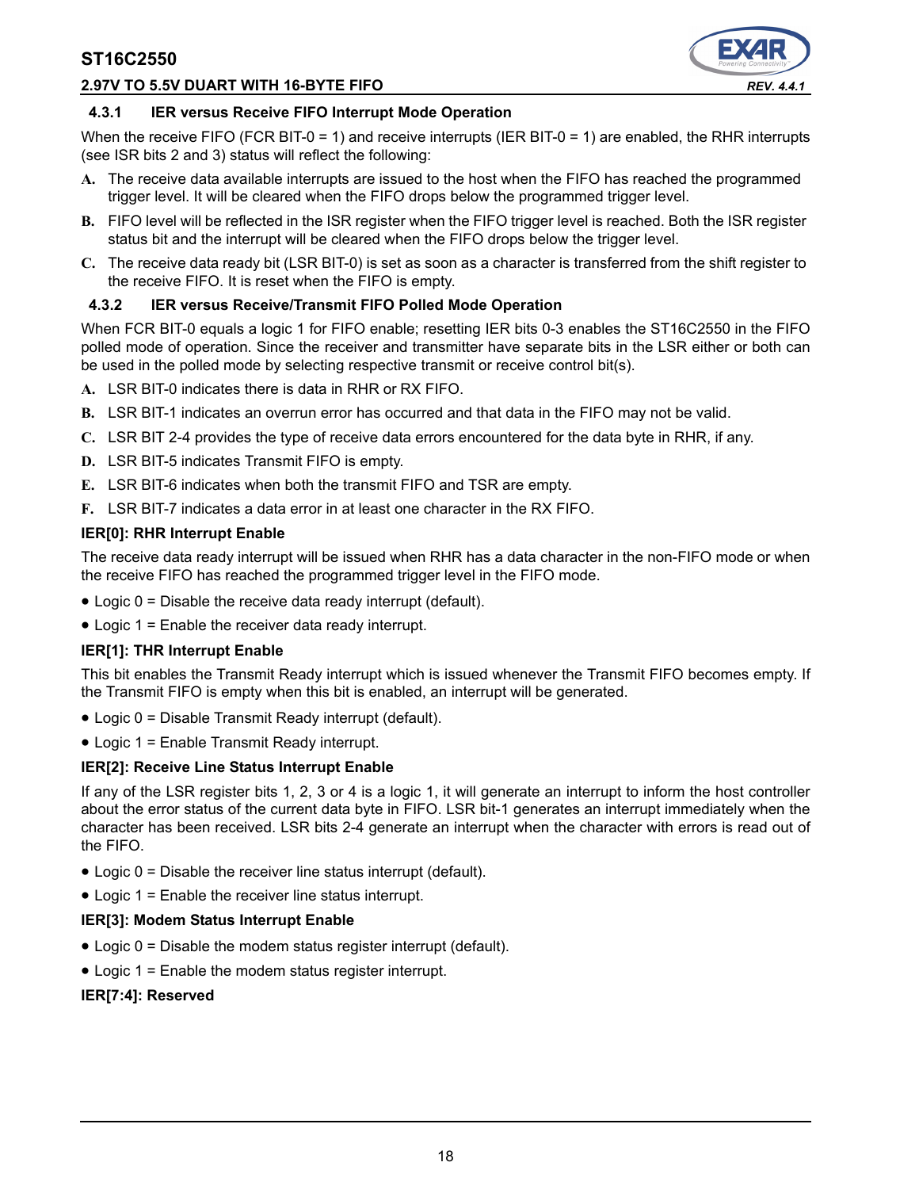### 4.3.1 IER versus Receive FIFO Interrupt Mode Operation

When the receive FIFO (FCR BIT-0 = 1) and receive interrupts (IER BIT-0 = 1) are enabled, the RHR interrupts (see ISR bits 2 and 3) status will reflect the following:

**A.** The receive data available interrupts are issued to the host when the FIFO has reached the programmed trigger level. It will be cleared when the FIFO drops below the programmed trigger level.

**B.** FIFO level will be reflected in the ISR register when the FIFO trigger level is reached. Both the ISR register status bit and the interrupt will be cleared when the FIFO drops below the trigger level.

**C.** The receive data ready bit (LSR BIT-0) is set as soon as a character is transferred from the shift register to the receive FIFO. It is reset when the FIFO is empty.

### 4.3.2 IER versus Receive/Transmit FIFO Polled Mode Operation

When FCR BIT-0 equals a logic 1 for FIFO enable; resetting IER bits 0-3 enables the ST16C2550 in the FIFO polled mode of operation. Since the receiver and transmitter have separate bits in the LSR either or both can be used in the polled mode by selecting respective transmit or receive control bit(s).

**A.** LSR BIT-0 indicates there is data in RHR or RX FIFO.

**B.** LSR BIT-1 indicates an overrun error has occurred and that data in the FIFO may not be valid.

**C.** LSR BIT 2-4 provides the type of receive data errors encountered for the data byte in RHR, if any.

**D.** LSR BIT-5 indicates Transmit FIFO is empty.

**E.** LSR BIT-6 indicates when both the transmit FIFO and TSR are empty.

**F.** LSR BIT-7 indicates a data error in at least one character in the RX FIFO.

**IER[0]: RHR Interrupt Enable**

The receive data ready interrupt will be issued when RHR has a data character in the non-FIFO mode or when the receive FIFO has reached the programmed trigger level in the FIFO mode.

- Logic 0 = Disable the receive data ready interrupt (default).
- Logic 1 = Enable the receiver data ready interrupt.

**IER[1]: THR Interrupt Enable**

This bit enables the Transmit Ready interrupt which is issued whenever the Transmit FIFO becomes empty. If the Transmit FIFO is empty when this bit is enabled, an interrupt will be generated.

- Logic 0 = Disable Transmit Ready interrupt (default).
- Logic 1 = Enable Transmit Ready interrupt.

**IER[2]: Receive Line Status Interrupt Enable**

If any of the LSR register bits 1, 2, 3 or 4 is a logic 1, it will generate an interrupt to inform the host controller about the error status of the current data byte in FIFO. LSR bit-1 generates an interrupt immediately when the character has been received. LSR bits 2-4 generate an interrupt when the character with errors is read out of the FIFO.

- Logic 0 = Disable the receiver line status interrupt (default).
- Logic 1 = Enable the receiver line status interrupt.

**IER[3]: Modem Status Interrupt Enable**

- Logic 0 = Disable the modem status register interrupt (default).
- Logic 1 = Enable the modem status register interrupt.

**IER[7:4]: Reserved**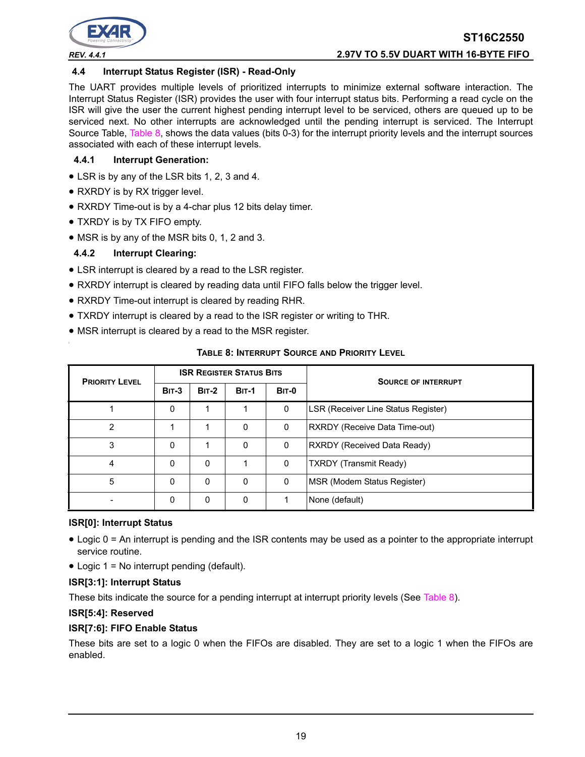### 4.4 Interrupt Status Register (ISR) - Read-Only

The UART provides multiple levels of prioritized interrupts to minimize external software interaction. The Interrupt Status Register (ISR) provides the user with four interrupt status bits. Performing a read cycle on the ISR will give the user the current highest pending interrupt level to be serviced, others are queued up to be serviced next. No other interrupts are acknowledged until the pending interrupt is serviced. The Interrupt Source Table, Table 8, shows the data values (bits 0-3) for the interrupt priority levels and the interrupt sources associated with each of these interrupt levels.

#### 4.4.1 Interrupt Generation:

- LSR is by any of the LSR bits 1, 2, 3 and 4.
- RXRDY is by RX trigger level.
- RXRDY Time-out is by a 4-char plus 12 bits delay timer.
- TXRDY is by TX FIFO empty.
- MSR is by any of the MSR bits 0, 1, 2 and 3.

#### 4.4.2 Interrupt Clearing:

- LSR interrupt is cleared by a read to the LSR register.
- RXRDY interrupt is cleared by reading data until FIFO falls below the trigger level.
- RXRDY Time-out interrupt is cleared by reading RHR.
- TXRDY interrupt is cleared by a read to the ISR register or writing to THR.
- MSR interrupt is cleared by a read to the MSR register.

**TABLE 8: INTERRUPT SOURCE AND PRIORITY LEVEL**

| PRIORITY LEVEL | ISR REGISTER STATUS BITS | | | | SOURCE OF INTERRUPT |
|---|---|---|---|---|---|
| | BIT-3 | BIT-2 | BIT-1 | BIT-0 | |
| 1 | 0 | 1 | 1 | 0 | LSR (Receiver Line Status Register) |
| 2 | 1 | 1 | 0 | 0 | RXRDY (Receive Data Time-out) |
| 3 | 0 | 1 | 0 | 0 | RXRDY (Received Data Ready) |
| 4 | 0 | 0 | 1 | 0 | TXRDY (Transmit Ready) |
| 5 | 0 | 0 | 0 | 0 | MSR (Modem Status Register) |
| - | 0 | 0 | 0 | 1 | None (default) |

**ISR[0]: Interrupt Status**

- Logic 0 = An interrupt is pending and the ISR contents may be used as a pointer to the appropriate interrupt service routine.
- Logic 1 = No interrupt pending (default).

**ISR[3:1]: Interrupt Status**

These bits indicate the source for a pending interrupt at interrupt priority levels (See Table 8).

**ISR[5:4]: Reserved**

**ISR[7:6]: FIFO Enable Status**

These bits are set to a logic 0 when the FIFOs are disabled. They are set to a logic 1 when the FIFOs are enabled.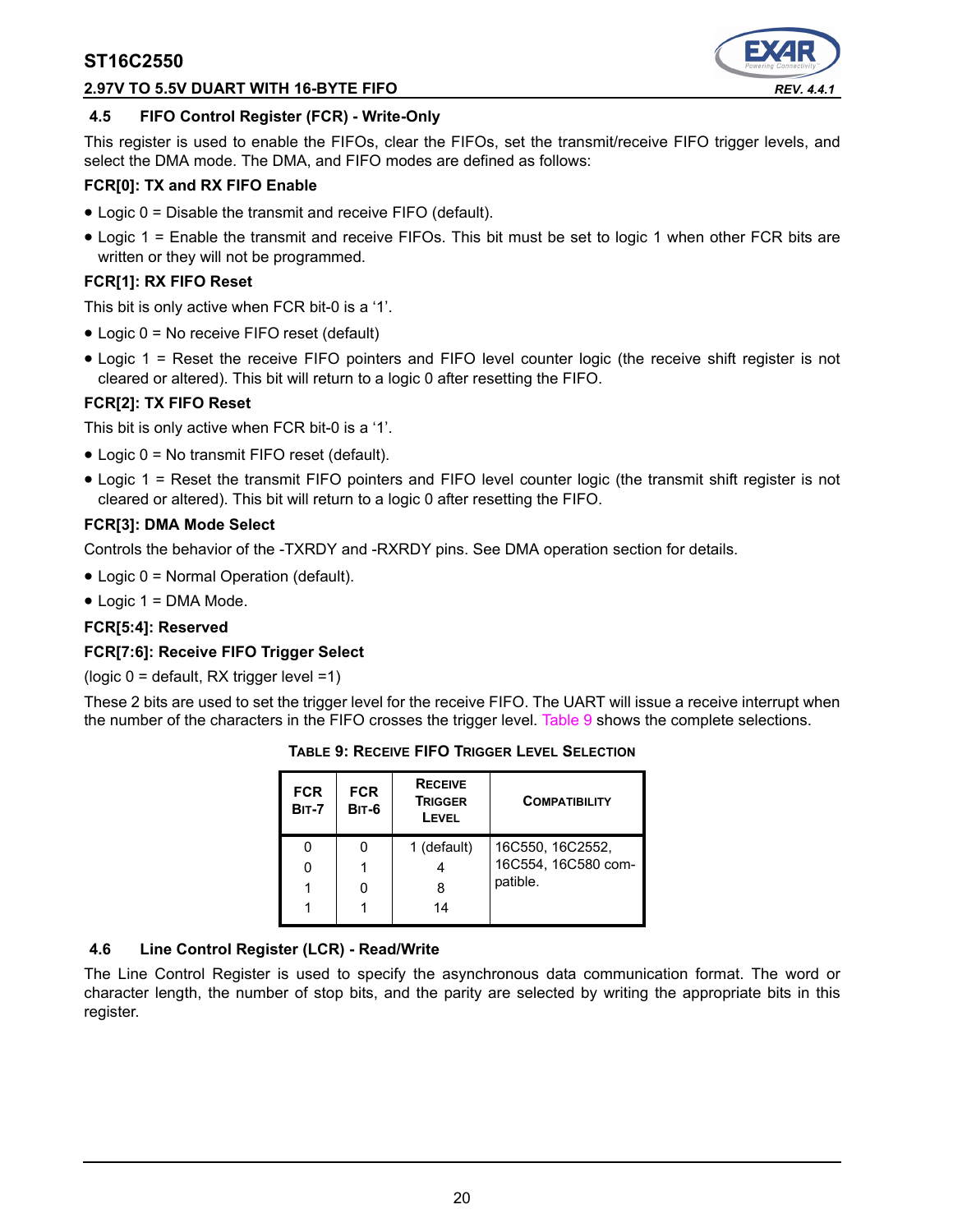### 4.5 FIFO Control Register (FCR) - Write-Only

This register is used to enable the FIFOs, clear the FIFOs, set the transmit/receive FIFO trigger levels, and select the DMA mode. The DMA, and FIFO modes are defined as follows:

**FCR[0]: TX and RX FIFO Enable**

- Logic 0 = Disable the transmit and receive FIFO (default).
- Logic 1 = Enable the transmit and receive FIFOs. This bit must be set to logic 1 when other FCR bits are written or they will not be programmed.

**FCR[1]: RX FIFO Reset**

This bit is only active when FCR bit-0 is a '1'.

- Logic 0 = No receive FIFO reset (default)
- Logic 1 = Reset the receive FIFO pointers and FIFO level counter logic (the receive shift register is not cleared or altered). This bit will return to a logic 0 after resetting the FIFO.

**FCR[2]: TX FIFO Reset**

This bit is only active when FCR bit-0 is a '1'.

- Logic 0 = No transmit FIFO reset (default).
- Logic 1 = Reset the transmit FIFO pointers and FIFO level counter logic (the transmit shift register is not cleared or altered). This bit will return to a logic 0 after resetting the FIFO.

**FCR[3]: DMA Mode Select**

Controls the behavior of the -TXRDY and -RXRDY pins. See DMA operation section for details.

- Logic 0 = Normal Operation (default).
- Logic 1 = DMA Mode.

**FCR[5:4]: Reserved**

**FCR[7:6]: Receive FIFO Trigger Select**

(logic 0 = default, RX trigger level =1)

These 2 bits are used to set the trigger level for the receive FIFO. The UART will issue a receive interrupt when the number of the characters in the FIFO crosses the trigger level. Table 9 shows the complete selections.

**TABLE 9: RECEIVE FIFO TRIGGER LEVEL SELECTION**

| FCR BIT-7 | FCR BIT-6 | RECEIVE TRIGGER LEVEL | COMPATIBILITY |
|---|---|---|---|
| 0 | 0 | 1 (default) | 16C550, 16C2552, 16C554, 16C580 compatible. |
| 0 | 1 | 4 | |
| 1 | 0 | 8 | |
| 1 | 1 | 14 | |

### 4.6 Line Control Register (LCR) - Read/Write

The Line Control Register is used to specify the asynchronous data communication format. The word or character length, the number of stop bits, and the parity are selected by writing the appropriate bits in this register.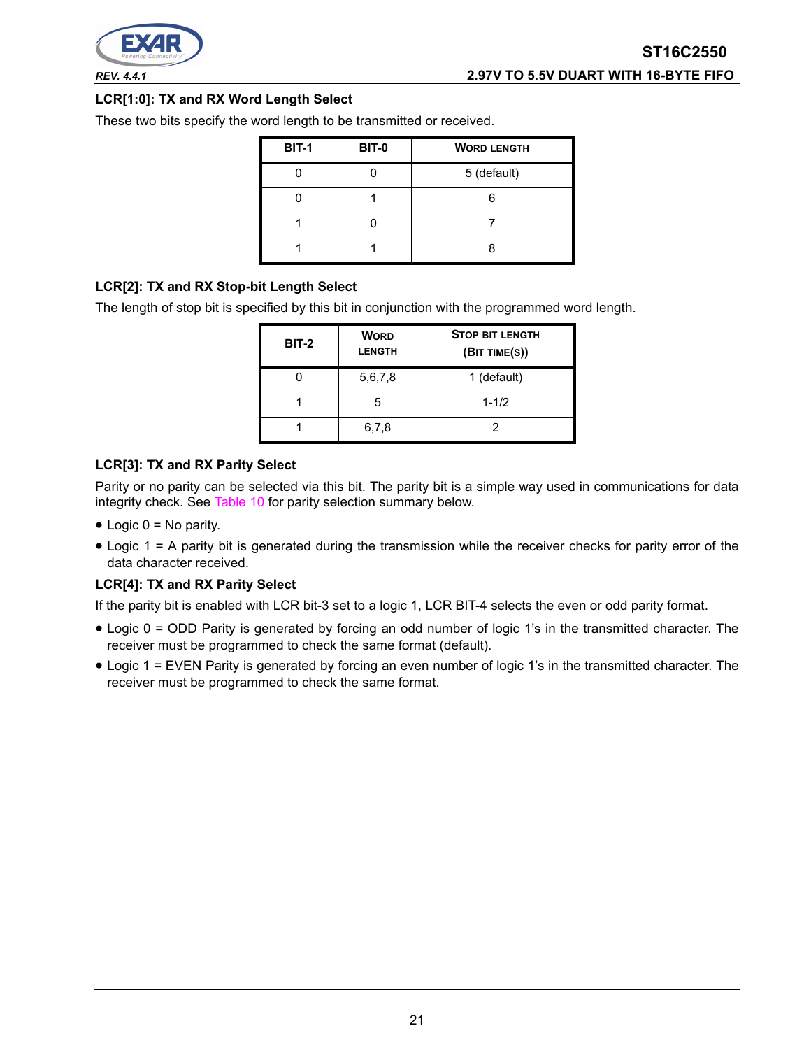### LCR[1:0]: TX and RX Word Length Select

These two bits specify the word length to be transmitted or received.

| BIT-1 | BIT-0 | WORD LENGTH |
|---|---|---|
| 0 | 0 | 5 (default) |
| 0 | 1 | 6 |
| 1 | 0 | 7 |
| 1 | 1 | 8 |

### LCR[2]: TX and RX Stop-bit Length Select

The length of stop bit is specified by this bit in conjunction with the programmed word length.

| BIT-2 | WORD LENGTH | STOP BIT LENGTH (BIT TIME(S)) |
|---|---|---|
| 0 | 5,6,7,8 | 1 (default) |
| 1 | 5 | 1-1/2 |
| 1 | 6,7,8 | 2 |

### LCR[3]: TX and RX Parity Select

Parity or no parity can be selected via this bit. The parity bit is a simple way used in communications for data integrity check. See Table 10 for parity selection summary below.

- Logic 0 = No parity.
- Logic 1 = A parity bit is generated during the transmission while the receiver checks for parity error of the data character received.

### LCR[4]: TX and RX Parity Select

If the parity bit is enabled with LCR bit-3 set to a logic 1, LCR BIT-4 selects the even or odd parity format.

- Logic 0 = ODD Parity is generated by forcing an odd number of logic 1's in the transmitted character. The receiver must be programmed to check the same format (default).
- Logic 1 = EVEN Parity is generated by forcing an even number of logic 1's in the transmitted character. The receiver must be programmed to check the same format.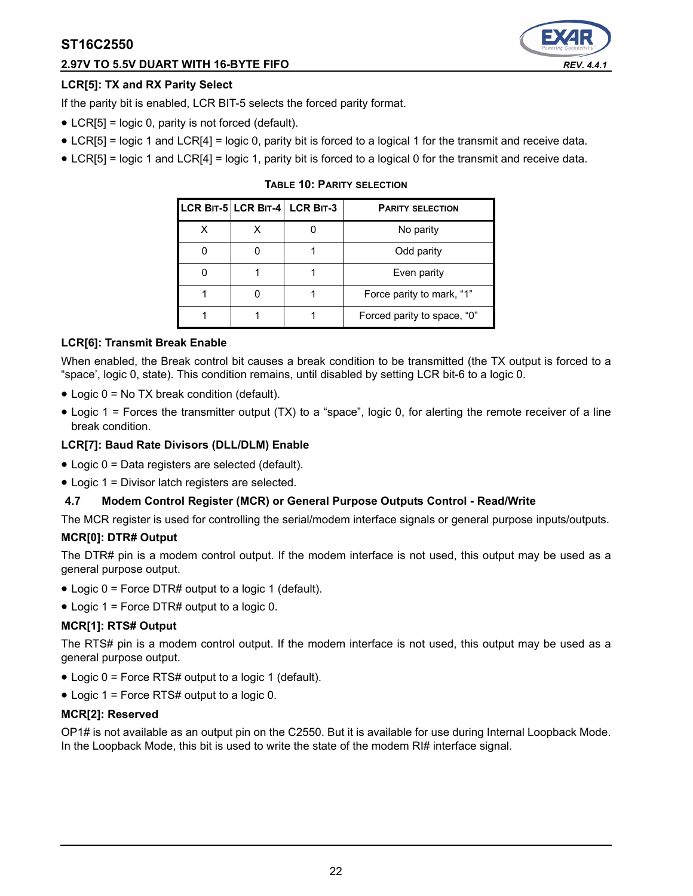### LCR[5]: TX and RX Parity Select

If the parity bit is enabled, LCR BIT-5 selects the forced parity format.

- LCR[5] = logic 0, parity is not forced (default).
- LCR[5] = logic 1 and LCR[4] = logic 0, parity bit is forced to a logical 1 for the transmit and receive data.
- LCR[5] = logic 1 and LCR[4] = logic 1, parity bit is forced to a logical 0 for the transmit and receive data.

**TABLE 10: PARITY SELECTION**

| LCR BIT-5 | LCR BIT-4 | LCR BIT-3 | PARITY SELECTION |
|---|---|---|---|
| X | X | 0 | No parity |
| 0 | 0 | 1 | Odd parity |
| 0 | 1 | 1 | Even parity |
| 1 | 0 | 1 | Force parity to mark, “1” |
| 1 | 1 | 1 | Forced parity to space, “0” |

### LCR[6]: Transmit Break Enable

When enabled, the Break control bit causes a break condition to be transmitted (the TX output is forced to a “space’, logic 0, state). This condition remains, until disabled by setting LCR bit-6 to a logic 0.

- Logic 0 = No TX break condition (default).
- Logic 1 = Forces the transmitter output (TX) to a “space”, logic 0, for alerting the remote receiver of a line break condition.

### LCR[7]: Baud Rate Divisors (DLL/DLM) Enable

- Logic 0 = Data registers are selected (default).
- Logic 1 = Divisor latch registers are selected.

## 4.7 Modem Control Register (MCR) or General Purpose Outputs Control - Read/Write

The MCR register is used for controlling the serial/modem interface signals or general purpose inputs/outputs.

### MCR[0]: DTR# Output

The DTR# pin is a modem control output. If the modem interface is not used, this output may be used as a general purpose output.

- Logic 0 = Force DTR# output to a logic 1 (default).
- Logic 1 = Force DTR# output to a logic 0.

### MCR[1]: RTS# Output

The RTS# pin is a modem control output. If the modem interface is not used, this output may be used as a general purpose output.

- Logic 0 = Force RTS# output to a logic 1 (default).
- Logic 1 = Force RTS# output to a logic 0.

### MCR[2]: Reserved

OP1# is not available as an output pin on the C2550. But it is available for use during Internal Loopback Mode. In the Loopback Mode, this bit is used to write the state of the modem RI# interface signal.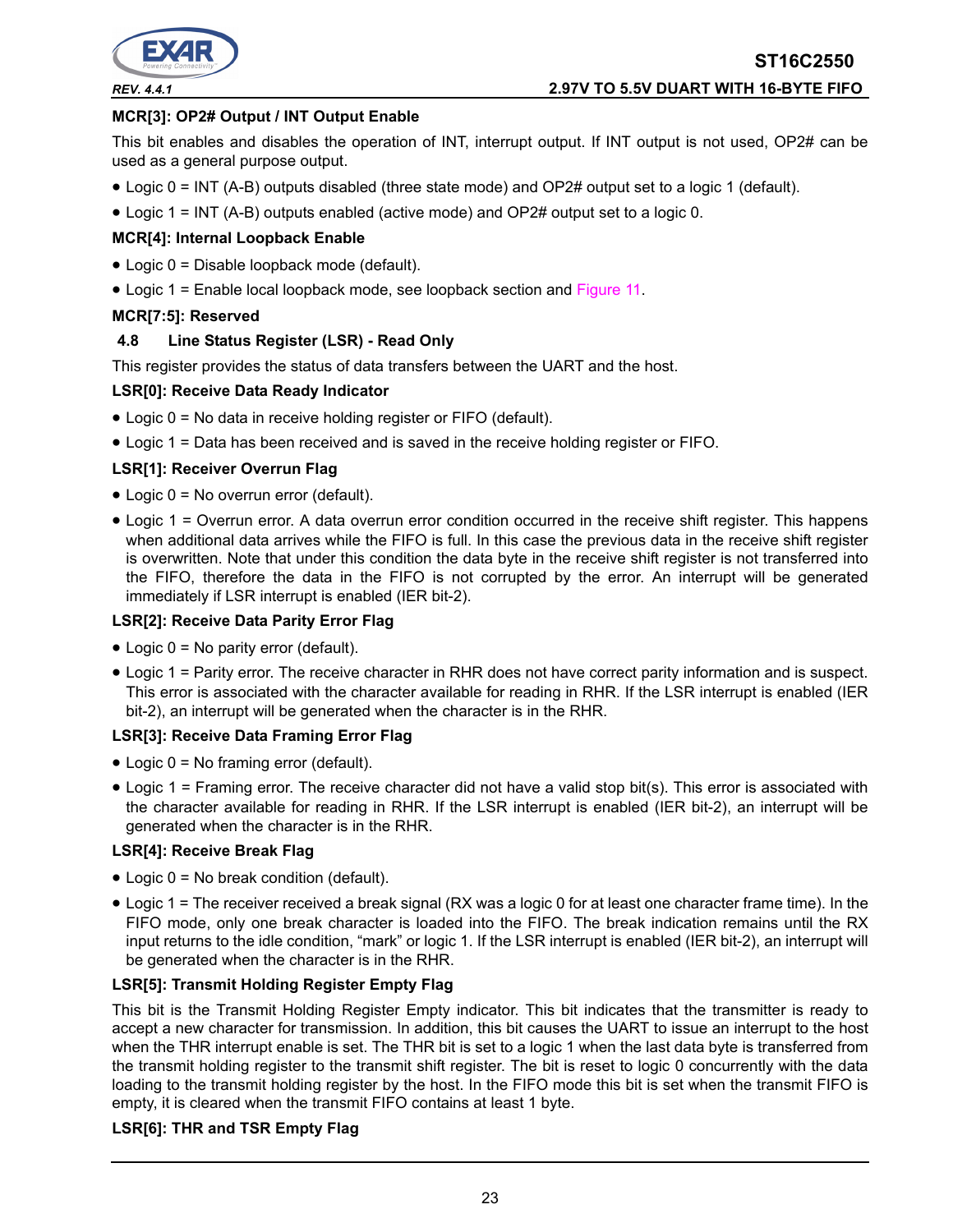**MCR[3]: OP2# Output / INT Output Enable**

This bit enables and disables the operation of INT, interrupt output. If INT output is not used, OP2# can be used as a general purpose output.

- Logic 0 = INT (A-B) outputs disabled (three state mode) and OP2# output set to a logic 1 (default).
- Logic 1 = INT (A-B) outputs enabled (active mode) and OP2# output set to a logic 0.

**MCR[4]: Internal Loopback Enable**

- Logic 0 = Disable loopback mode (default).
- Logic 1 = Enable local loopback mode, see loopback section and Figure 11.

**MCR[7:5]: Reserved**

### 4.8 Line Status Register (LSR) - Read Only

This register provides the status of data transfers between the UART and the host.

**LSR[0]: Receive Data Ready Indicator**

- Logic 0 = No data in receive holding register or FIFO (default).
- Logic 1 = Data has been received and is saved in the receive holding register or FIFO.

**LSR[1]: Receiver Overrun Flag**

- Logic 0 = No overrun error (default).
- Logic 1 = Overrun error. A data overrun error condition occurred in the receive shift register. This happens when additional data arrives while the FIFO is full. In this case the previous data in the receive shift register is overwritten. Note that under this condition the data byte in the receive shift register is not transferred into the FIFO, therefore the data in the FIFO is not corrupted by the error. An interrupt will be generated immediately if LSR interrupt is enabled (IER bit-2).

**LSR[2]: Receive Data Parity Error Flag**

- Logic 0 = No parity error (default).
- Logic 1 = Parity error. The receive character in RHR does not have correct parity information and is suspect. This error is associated with the character available for reading in RHR. If the LSR interrupt is enabled (IER bit-2), an interrupt will be generated when the character is in the RHR.

**LSR[3]: Receive Data Framing Error Flag**

- Logic 0 = No framing error (default).
- Logic 1 = Framing error. The receive character did not have a valid stop bit(s). This error is associated with the character available for reading in RHR. If the LSR interrupt is enabled (IER bit-2), an interrupt will be generated when the character is in the RHR.

**LSR[4]: Receive Break Flag**

- Logic 0 = No break condition (default).
- Logic 1 = The receiver received a break signal (RX was a logic 0 for at least one character frame time). In the FIFO mode, only one break character is loaded into the FIFO. The break indication remains until the RX input returns to the idle condition, "mark" or logic 1. If the LSR interrupt is enabled (IER bit-2), an interrupt will be generated when the character is in the RHR.

**LSR[5]: Transmit Holding Register Empty Flag**

This bit is the Transmit Holding Register Empty indicator. This bit indicates that the transmitter is ready to accept a new character for transmission. In addition, this bit causes the UART to issue an interrupt to the host when the THR interrupt enable is set. The THR bit is set to a logic 1 when the last data byte is transferred from the transmit holding register to the transmit shift register. The bit is reset to logic 0 concurrently with the data loading to the transmit holding register by the host. In the FIFO mode this bit is set when the transmit FIFO is empty, it is cleared when the transmit FIFO contains at least 1 byte.

**LSR[6]: THR and TSR Empty Flag**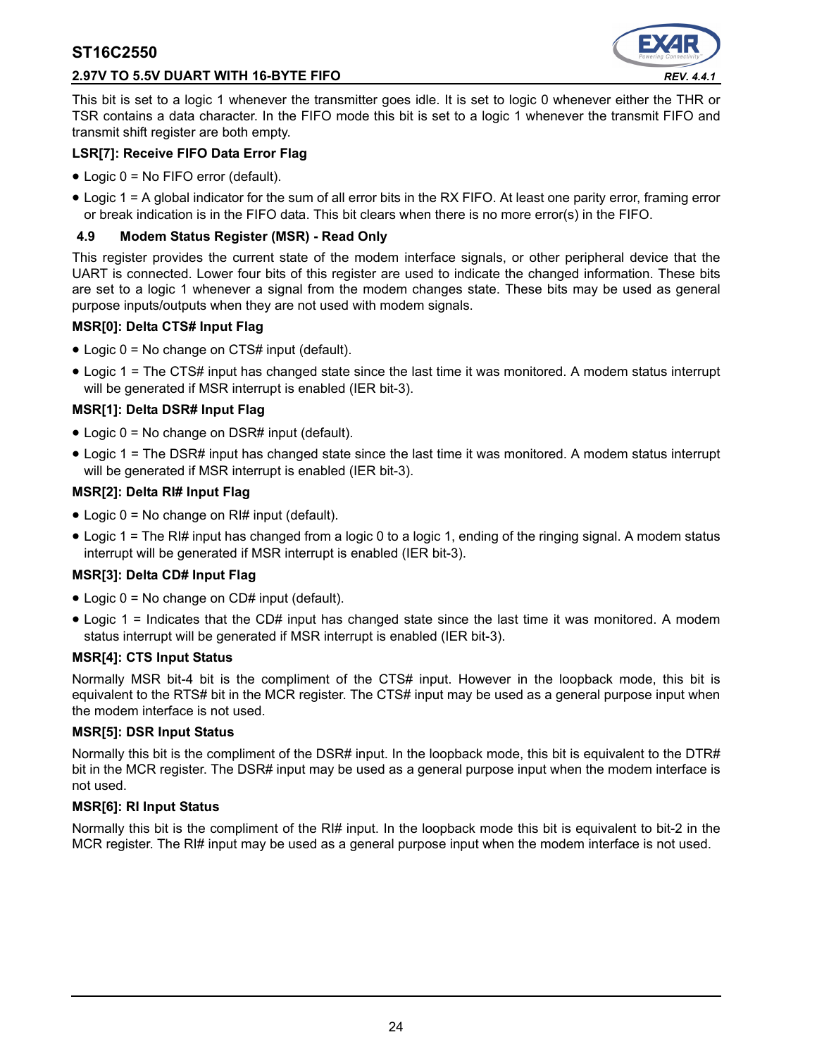This bit is set to a logic 1 whenever the transmitter goes idle. It is set to logic 0 whenever either the THR or TSR contains a data character. In the FIFO mode this bit is set to a logic 1 whenever the transmit FIFO and transmit shift register are both empty.

**LSR[7]: Receive FIFO Data Error Flag**

- Logic 0 = No FIFO error (default).
- Logic 1 = A global indicator for the sum of all error bits in the RX FIFO. At least one parity error, framing error or break indication is in the FIFO data. This bit clears when there is no more error(s) in the FIFO.

### 4.9 Modem Status Register (MSR) - Read Only

This register provides the current state of the modem interface signals, or other peripheral device that the UART is connected. Lower four bits of this register are used to indicate the changed information. These bits are set to a logic 1 whenever a signal from the modem changes state. These bits may be used as general purpose inputs/outputs when they are not used with modem signals.

**MSR[0]: Delta CTS# Input Flag**

- Logic 0 = No change on CTS# input (default).
- Logic 1 = The CTS# input has changed state since the last time it was monitored. A modem status interrupt will be generated if MSR interrupt is enabled (IER bit-3).

**MSR[1]: Delta DSR# Input Flag**

- Logic 0 = No change on DSR# input (default).
- Logic 1 = The DSR# input has changed state since the last time it was monitored. A modem status interrupt will be generated if MSR interrupt is enabled (IER bit-3).

**MSR[2]: Delta RI# Input Flag**

- Logic 0 = No change on RI# input (default).
- Logic 1 = The RI# input has changed from a logic 0 to a logic 1, ending of the ringing signal. A modem status interrupt will be generated if MSR interrupt is enabled (IER bit-3).

**MSR[3]: Delta CD# Input Flag**

- Logic 0 = No change on CD# input (default).
- Logic 1 = Indicates that the CD# input has changed state since the last time it was monitored. A modem status interrupt will be generated if MSR interrupt is enabled (IER bit-3).

**MSR[4]: CTS Input Status**

Normally MSR bit-4 bit is the compliment of the CTS# input. However in the loopback mode, this bit is equivalent to the RTS# bit in the MCR register. The CTS# input may be used as a general purpose input when the modem interface is not used.

**MSR[5]: DSR Input Status**

Normally this bit is the compliment of the DSR# input. In the loopback mode, this bit is equivalent to the DTR# bit in the MCR register. The DSR# input may be used as a general purpose input when the modem interface is not used.

**MSR[6]: RI Input Status**

Normally this bit is the compliment of the RI# input. In the loopback mode this bit is equivalent to bit-2 in the MCR register. The RI# input may be used as a general purpose input when the modem interface is not used.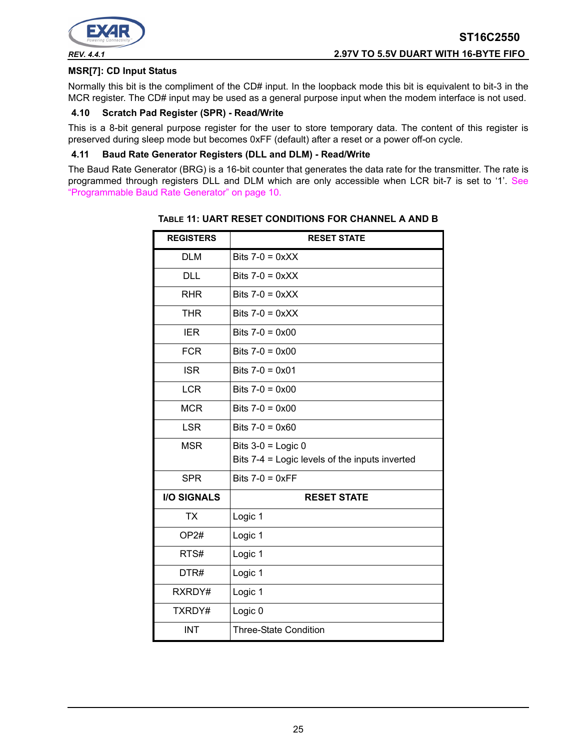#### MSR[7]: CD Input Status

Normally this bit is the compliment of the CD# input. In the loopback mode this bit is equivalent to bit-3 in the MCR register. The CD# input may be used as a general purpose input when the modem interface is not used.

### 4.10 Scratch Pad Register (SPR) - Read/Write

This is a 8-bit general purpose register for the user to store temporary data. The content of this register is preserved during sleep mode but becomes 0xFF (default) after a reset or a power off-on cycle.

### 4.11 Baud Rate Generator Registers (DLL and DLM) - Read/Write

The Baud Rate Generator (BRG) is a 16-bit counter that generates the data rate for the transmitter. The rate is programmed through registers DLL and DLM which are only accessible when LCR bit-7 is set to '1'. See "Programmable Baud Rate Generator" on page 10.

**TABLE 11: UART RESET CONDITIONS FOR CHANNEL A AND B**

| REGISTERS | RESET STATE |
|---|---|
| DLM | Bits 7-0 = 0xXX |
| DLL | Bits 7-0 = 0xXX |
| RHR | Bits 7-0 = 0xXX |
| THR | Bits 7-0 = 0xXX |
| IER | Bits 7-0 = 0x00 |
| FCR | Bits 7-0 = 0x00 |
| ISR | Bits 7-0 = 0x01 |
| LCR | Bits 7-0 = 0x00 |
| MCR | Bits 7-0 = 0x00 |
| LSR | Bits 7-0 = 0x60 |
| MSR | Bits 3-0 = Logic 0<br>Bits 7-4 = Logic levels of the inputs inverted |
| SPR | Bits 7-0 = 0xFF |
| **I/O SIGNALS** | **RESET STATE** |
| TX | Logic 1 |
| OP2# | Logic 1 |
| RTS# | Logic 1 |
| DTR# | Logic 1 |
| RXRDY# | Logic 1 |
| TXRDY# | Logic 0 |
| INT | Three-State Condition |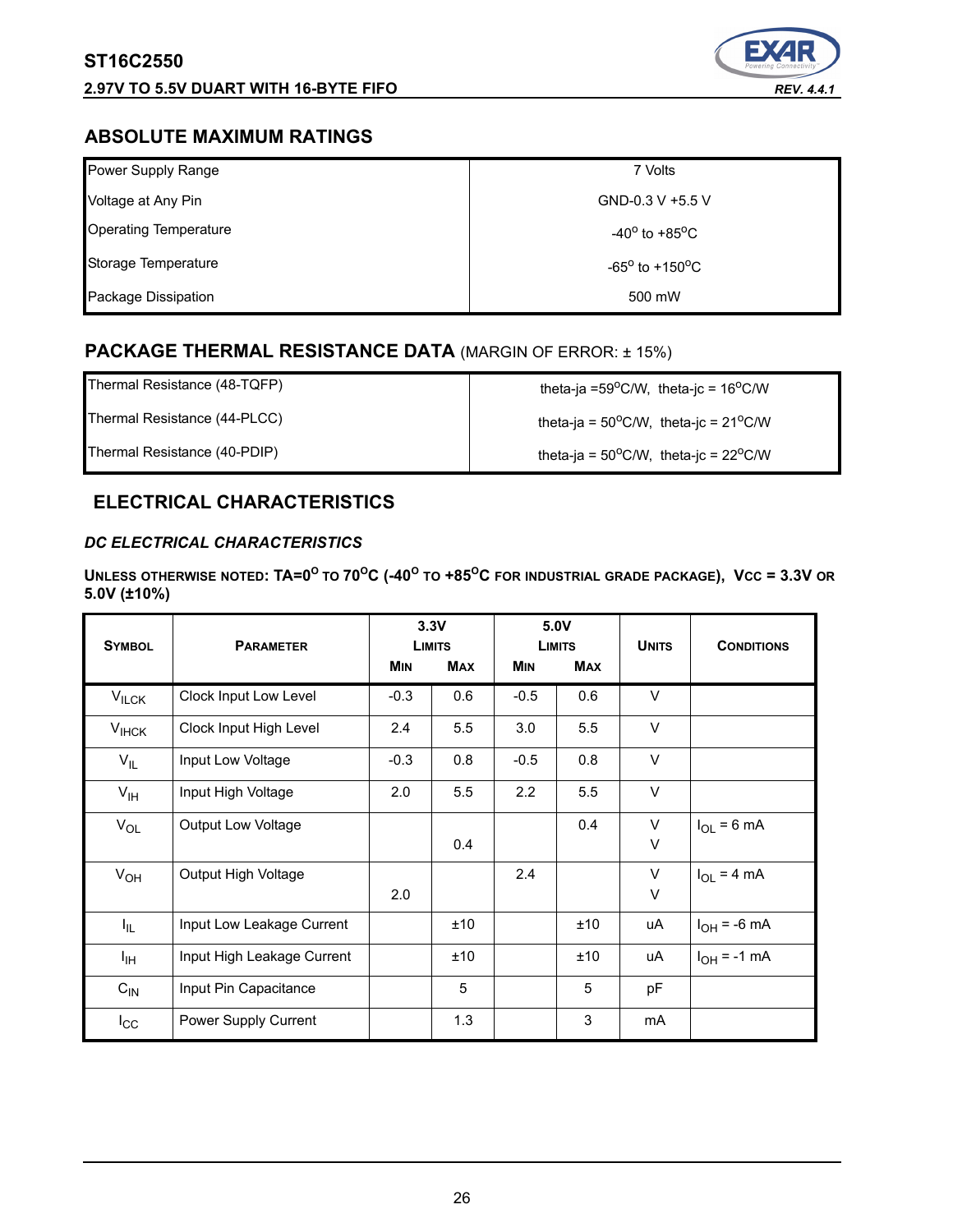## ABSOLUTE MAXIMUM RATINGS

| | |
|---|---|
| Power Supply Range | 7 Volts |
| Voltage at Any Pin | GND-0.3 V +5.5 V |
| Operating Temperature | -40° to +85°C |
| Storage Temperature | -65° to +150°C |
| Package Dissipation | 500 mW |

## PACKAGE THERMAL RESISTANCE DATA (MARGIN OF ERROR: ± 15%)

| | |
|---|---|
| Thermal Resistance (48-TQFP) | theta-ja =59°C/W, theta-jc = 16°C/W |
| Thermal Resistance (44-PLCC) | theta-ja = 50°C/W, theta-jc = 21°C/W |
| Thermal Resistance (40-PDIP) | theta-ja = 50°C/W, theta-jc = 22°C/W |

## ELECTRICAL CHARACTERISTICS

### *DC ELECTRICAL CHARACTERISTICS*

**UNLESS OTHERWISE NOTED: TA=0° TO 70°C (-40° TO +85°C FOR INDUSTRIAL GRADE PACKAGE), VCC = 3.3V OR 5.0V (±10%)**

| SYMBOL | PARAMETER | 3.3V LIMITS | | 5.0V LIMITS | | UNITS | CONDITIONS |
|---|---|---|---|---|---|---|---|
| | | MIN | MAX | MIN | MAX | | |
| $V_{ILCK}$ | Clock Input Low Level | -0.3 | 0.6 | -0.5 | 0.6 | V | |
| $V_{IHCK}$ | Clock Input High Level | 2.4 | 5.5 | 3.0 | 5.5 | V | |
| $V_{IL}$ | Input Low Voltage | -0.3 | 0.8 | -0.5 | 0.8 | V | |
| $V_{IH}$ | Input High Voltage | 2.0 | 5.5 | 2.2 | 5.5 | V | |
| $V_{OL}$ | Output Low Voltage | | <br>0.4 | | 0.4 | V<br>V | $I_{OL}$ = 6 mA |
| $V_{OH}$ | Output High Voltage | <br>2.0 | | 2.4 | | V<br>V | $I_{OL}$ = 4 mA |
| $I_{IL}$ | Input Low Leakage Current | | ±10 | | ±10 | uA | $I_{OH}$ = -6 mA |
| $I_{IH}$ | Input High Leakage Current | | ±10 | | ±10 | uA | $I_{OH}$ = -1 mA |
| $C_{IN}$ | Input Pin Capacitance | | 5 | | 5 | pF | |
| $I_{CC}$ | Power Supply Current | | 1.3 | | 3 | mA | |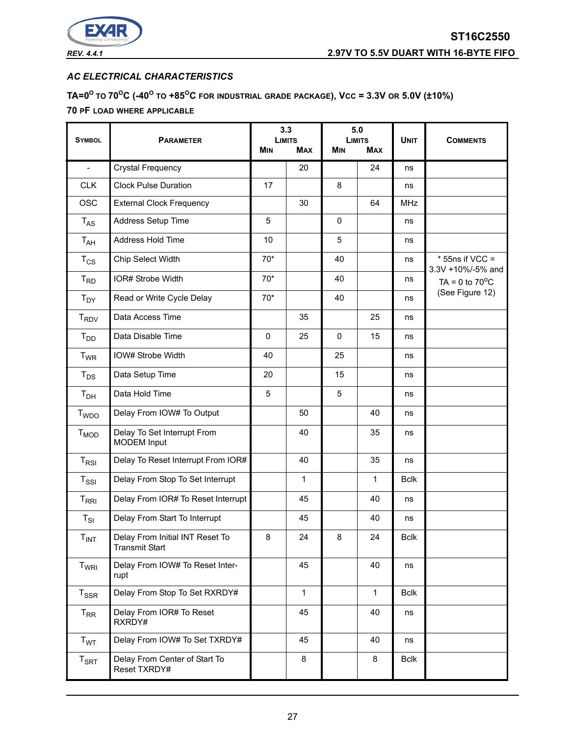## AC ELECTRICAL CHARACTERISTICS

**TA=0°C TO 70°C (-40°C TO +85°C FOR INDUSTRIAL GRADE PACKAGE), VCC = 3.3V OR 5.0V (±10%)**
**70 PF LOAD WHERE APPLICABLE**

| SYMBOL | PARAMETER | 3.3 LIMITS MIN | 3.3 LIMITS MAX | 5.0 LIMITS MIN | 5.0 LIMITS MAX | UNIT | COMMENTS |
|---|---|---|---|---|---|---|---|
| - | Crystal Frequency | | 20 | | 24 | ns | |
| CLK | Clock Pulse Duration | 17 | | 8 | | ns | |
| OSC | External Clock Frequency | | 30 | | 64 | MHz | |
| $T_{AS}$ | Address Setup Time | 5 | | 0 | | ns | |
| $T_{AH}$ | Address Hold Time | 10 | | 5 | | ns | |
| $T_{CS}$ | Chip Select Width | 70* | | 40 | | ns | * 55ns if VCC = 3.3V +10%/-5% and TA = 0 to 70°C (See Figure 12) |
| $T_{RD}$ | IOR# Strobe Width | 70* | | 40 | | ns | |
| $T_{DY}$ | Read or Write Cycle Delay | 70* | | 40 | | ns | |
| $T_{RDV}$ | Data Access Time | | 35 | | 25 | ns | |
| $T_{DD}$ | Data Disable Time | 0 | 25 | 0 | 15 | ns | |
| $T_{WR}$ | IOW# Strobe Width | 40 | | 25 | | ns | |
| $T_{DS}$ | Data Setup Time | 20 | | 15 | | ns | |
| $T_{DH}$ | Data Hold Time | 5 | | 5 | | ns | |
| $T_{WDO}$ | Delay From IOW# To Output | | 50 | | 40 | ns | |
| $T_{MOD}$ | Delay To Set Interrupt From MODEM Input | | 40 | | 35 | ns | |
| $T_{RSI}$ | Delay To Reset Interrupt From IOR# | | 40 | | 35 | ns | |
| $T_{SSI}$ | Delay From Stop To Set Interrupt | | 1 | | 1 | Bclk | |
| $T_{RRI}$ | Delay From IOR# To Reset Interrupt | | 45 | | 40 | ns | |
| $T_{SI}$ | Delay From Start To Interrupt | | 45 | | 40 | ns | |
| $T_{INT}$ | Delay From Initial INT Reset To Transmit Start | 8 | 24 | 8 | 24 | Bclk | |
| $T_{WRI}$ | Delay From IOW# To Reset Interrupt | | 45 | | 40 | ns | |
| $T_{SSR}$ | Delay From Stop To Set RXRDY# | | 1 | | 1 | Bclk | |
| $T_{RR}$ | Delay From IOR# To Reset RXRDY# | | 45 | | 40 | ns | |
| $T_{WT}$ | Delay From IOW# To Set TXRDY# | | 45 | | 40 | ns | |
| $T_{SRT}$ | Delay From Center of Start To Reset TXRDY# | | 8 | | 8 | Bclk | |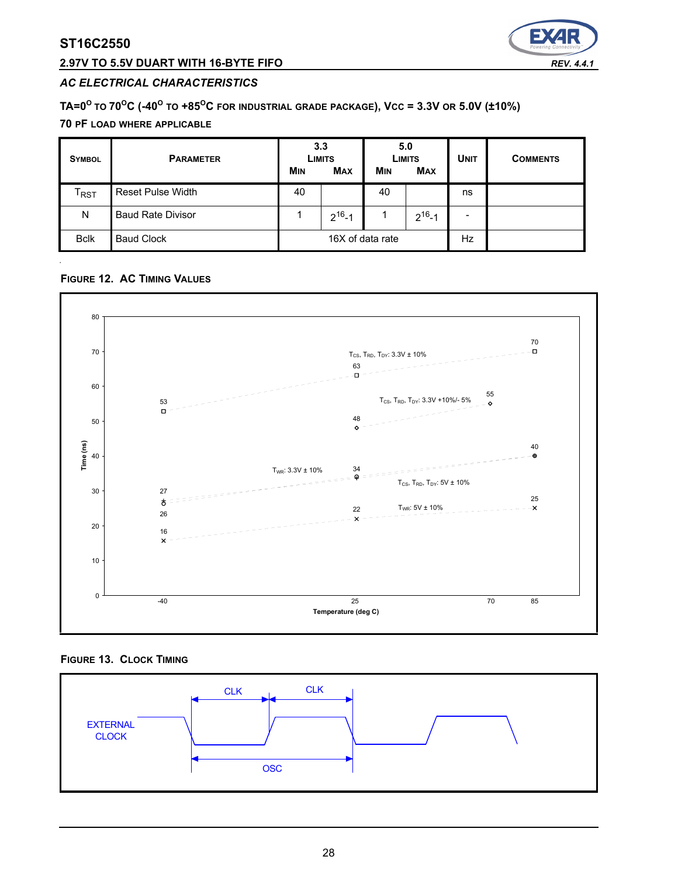## AC ELECTRICAL CHARACTERISTICS

**TA=0° TO 70°C (-40° TO +85°C FOR INDUSTRIAL GRADE PACKAGE), VCC = 3.3V OR 5.0V (±10%)**

**70 PF LOAD WHERE APPLICABLE**

| SYMBOL | PARAMETER | 3.3 LIMITS MIN | 3.3 LIMITS MAX | 5.0 LIMITS MIN | 5.0 LIMITS MAX | UNIT | COMMENTS |
|---|---|---|---|---|---|---|---|
| $T_{RST}$ | Reset Pulse Width | 40 | | 40 | | ns | |
| N | Baud Rate Divisor | 1 | $2^{16}$-1 | 1 | $2^{16}$-1 | - | |
| Bclk | Baud Clock | 16X of data rate | | | | Hz | |

**FIGURE 12. AC TIMING VALUES**

**FIGURE 13. CLOCK TIMING**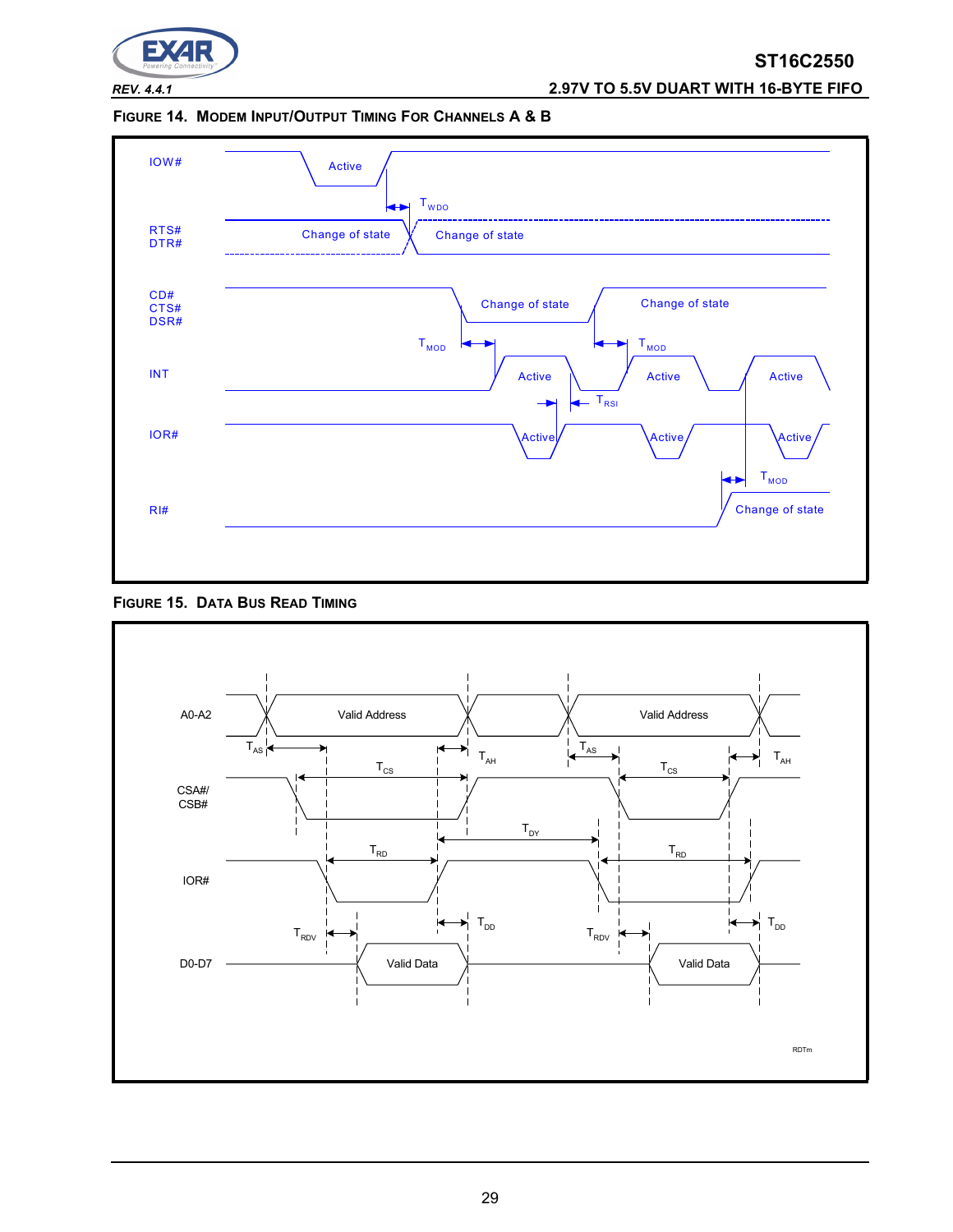FIGURE 14. MODEM INPUT/OUTPUT TIMING FOR CHANNELS A & B

IOW#

Active

$T_{WDO}$

RTS#
DTR#

Change of state

Change of state

CD#
CTS#
DSR#

Change of state

Change of state

$T_{MOD}$

$T_{MOD}$

INT

Active

Active

Active

$T_{RSI}$

IOR#

Active

Active

Active

$T_{MOD}$

RI#

Change of state

FIGURE 15. DATA BUS READ TIMING

A0-A2

Valid Address

Valid Address

$T_{AS}$

$T_{AH}$

$T_{AS}$

$T_{AH}$

$T_{CS}$

$T_{CS}$

CSA#/
CSB#

$T_{DY}$

$T_{RD}$

$T_{RD}$

IOR#

$T_{DD}$

$T_{DD}$

$T_{RDV}$

$T_{RDV}$

D0-D7

Valid Data

Valid Data

RDTm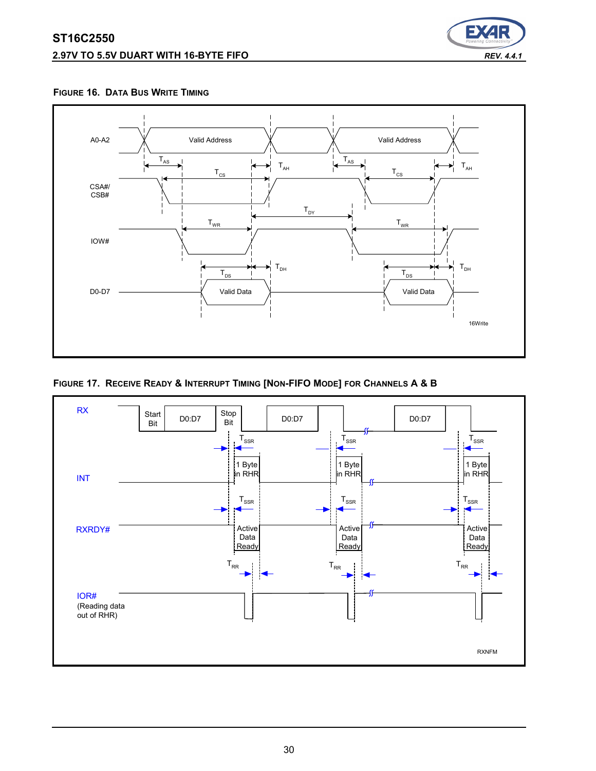#### FIGURE 16. DATA BUS WRITE TIMING

A0-A2 Valid Address Valid Address

$T_{AS}$ $T_{AH}$ $T_{AS}$ $T_{AH}$

$T_{CS}$ $T_{CS}$

CSA#/ CSB#

$T_{DY}$

$T_{WR}$ $T_{WR}$

IOW#

$T_{DH}$ $T_{DH}$

$T_{DS}$ $T_{DS}$

D0-D7 Valid Data Valid Data

16Write

#### FIGURE 17. RECEIVE READY & INTERRUPT TIMING [NON-FIFO MODE] FOR CHANNELS A & B

RX Start Bit D0:D7 Stop Bit D0:D7 D0:D7

$T_{SSR}$ $T_{SSR}$ $T_{SSR}$

INT 1 Byte in RHR 1 Byte in RHR 1 Byte in RHR

$T_{SSR}$ $T_{SSR}$ $T_{SSR}$

RXRDY# Active Data Ready Active Data Ready Active Data Ready

$T_{RR}$ $T_{RR}$ $T_{RR}$

IOR# (Reading data out of RHR)

RXNFM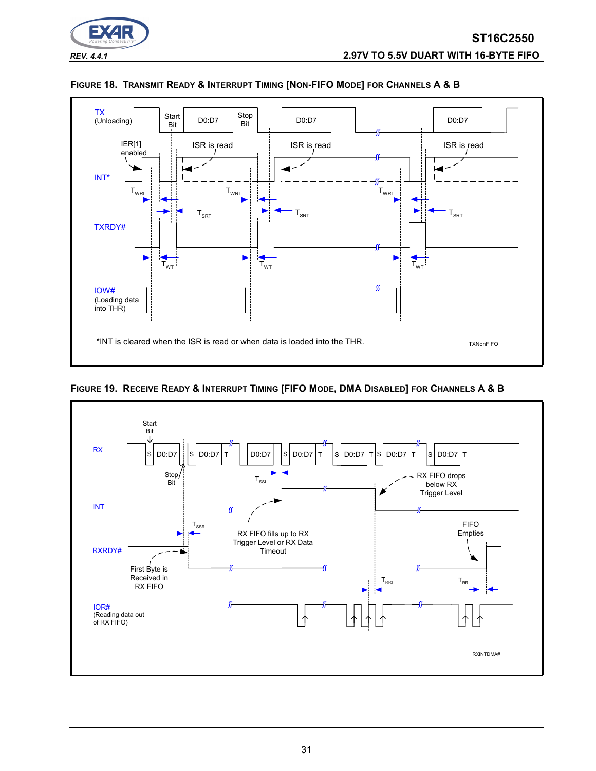**FIGURE 18. TRANSMIT READY & INTERRUPT TIMING [NON-FIFO MODE] FOR CHANNELS A & B**

TX (Unloading)

Start Bit | D0:D7 | Stop Bit | D0:D7 | D0:D7

IER[1] enabled

ISR is read | ISR is read | ISR is read

INT*

$T_{WRI}$ | $T_{SRT}$ | $T_{WRI}$ | $T_{SRT}$ | $T_{WRI}$ | $T_{SRT}$

TXRDY#

$T_{WT}$ | $T_{WT}$ | $T_{WT}$

IOW# (Loading data into THR)

*INT is cleared when the ISR is read or when data is loaded into the THR.

TXNonFIFO

**FIGURE 19. RECEIVE READY & INTERRUPT TIMING [FIFO MODE, DMA DISABLED] FOR CHANNELS A & B**

Start Bit

RX

S | D0:D7 | S | D0:D7 | T | D0:D7 | S | D0:D7 | T | S | D0:D7 | T | S | D0:D7 | T | S | D0:D7 | T

Stop Bit

$T_{SSI}$

RX FIFO drops below RX Trigger Level

INT

$T_{SSR}$

RX FIFO fills up to RX Trigger Level or RX Data Timeout

FIFO Empties

RXRDY#

First Byte is Received in RX FIFO

$T_{RRI}$ | $T_{RR}$

IOR# (Reading data out of RX FIFO)

RXINTDMA#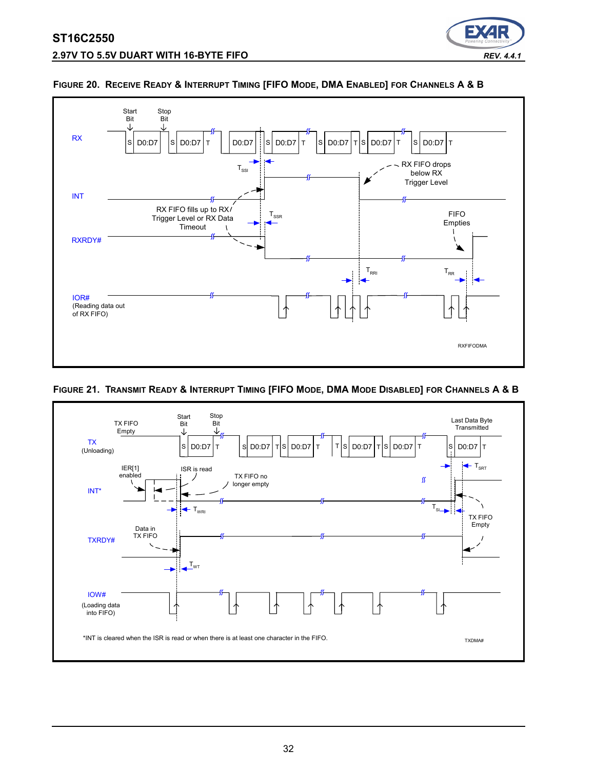### FIGURE 20. RECEIVE READY & INTERRUPT TIMING [FIFO MODE, DMA ENABLED] FOR CHANNELS A & B

RX

Start Bit

Stop Bit

S D0:D7 S D0:D7 T D0:D7 S D0:D7 T S D0:D7 T S D0:D7 T S D0:D7 T

$T_{SSI}$

RX FIFO drops below RX Trigger Level

INT

RX FIFO fills up to RX Trigger Level or RX Data Timeout

$T_{SSR}$

FIFO Empties

RXRDY#

$T_{RRI}$

$T_{RR}$

IOR# (Reading data out of RX FIFO)

RXFIFODMA

### FIGURE 21. TRANSMIT READY & INTERRUPT TIMING [FIFO MODE, DMA MODE DISABLED] FOR CHANNELS A & B

TX FIFO Empty

Start Bit

Stop Bit

Last Data Byte Transmitted

TX (Unloading)

S D0:D7 T S D0:D7 T S D0:D7 T T S D0:D7 T S D0:D7 T S D0:D7 T

$T_{SRT}$

IER[1] enabled

ISR is read

TX FIFO no longer empty

INT*

$T_{WRI}$

$T_{SI}$

TX FIFO Empty

Data in TX FIFO

TXRDY#

$T_{WT}$

IOW# (Loading data into FIFO)

*INT is cleared when the ISR is read or when there is at least one character in the FIFO.

TXDMA#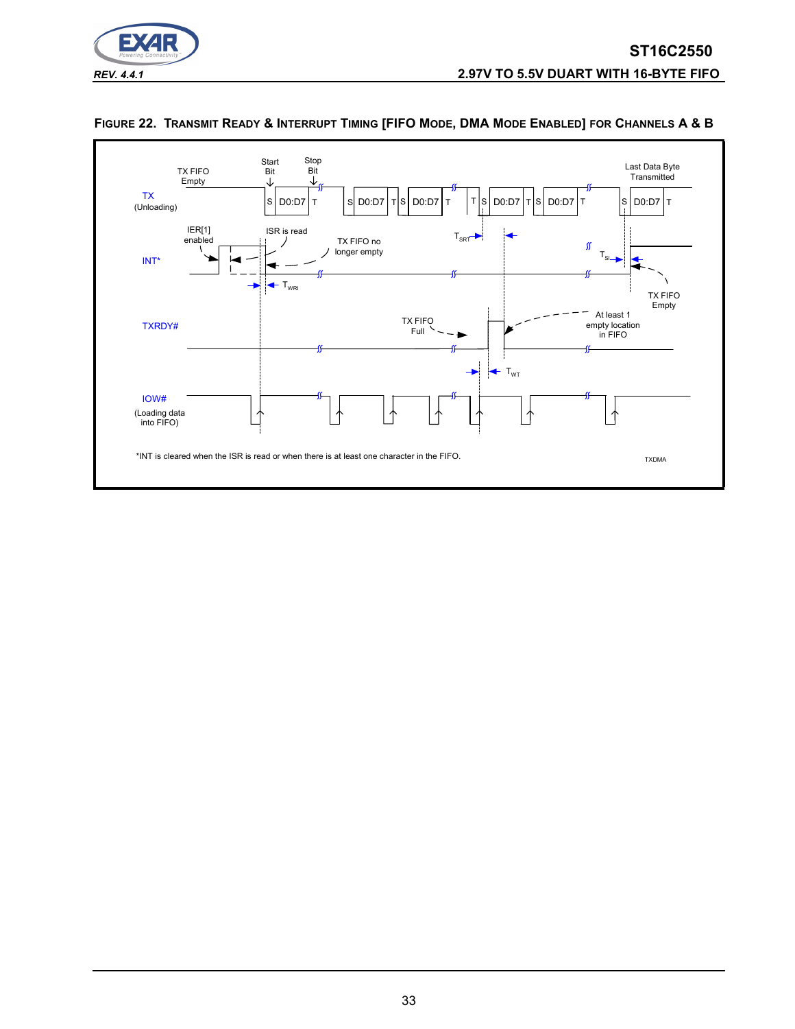**FIGURE 22. TRANSMIT READY & INTERRUPT TIMING [FIFO MODE, DMA MODE ENABLED] FOR CHANNELS A & B**

TX (Unloading)

TX FIFO Empty

Start Bit

Stop Bit

S D0:D7 T

Last Data Byte Transmitted

INT*

IER[1] enabled

ISR is read

TX FIFO no longer empty

$T_{SRT}$

$T_{SI}$

$T_{WRI}$

TX FIFO Empty

TXRDY#

TX FIFO Full

At least 1 empty location in FIFO

$T_{WT}$

IOW# (Loading data into FIFO)

*INT is cleared when the ISR is read or when there is at least one character in the FIFO.

TXDMA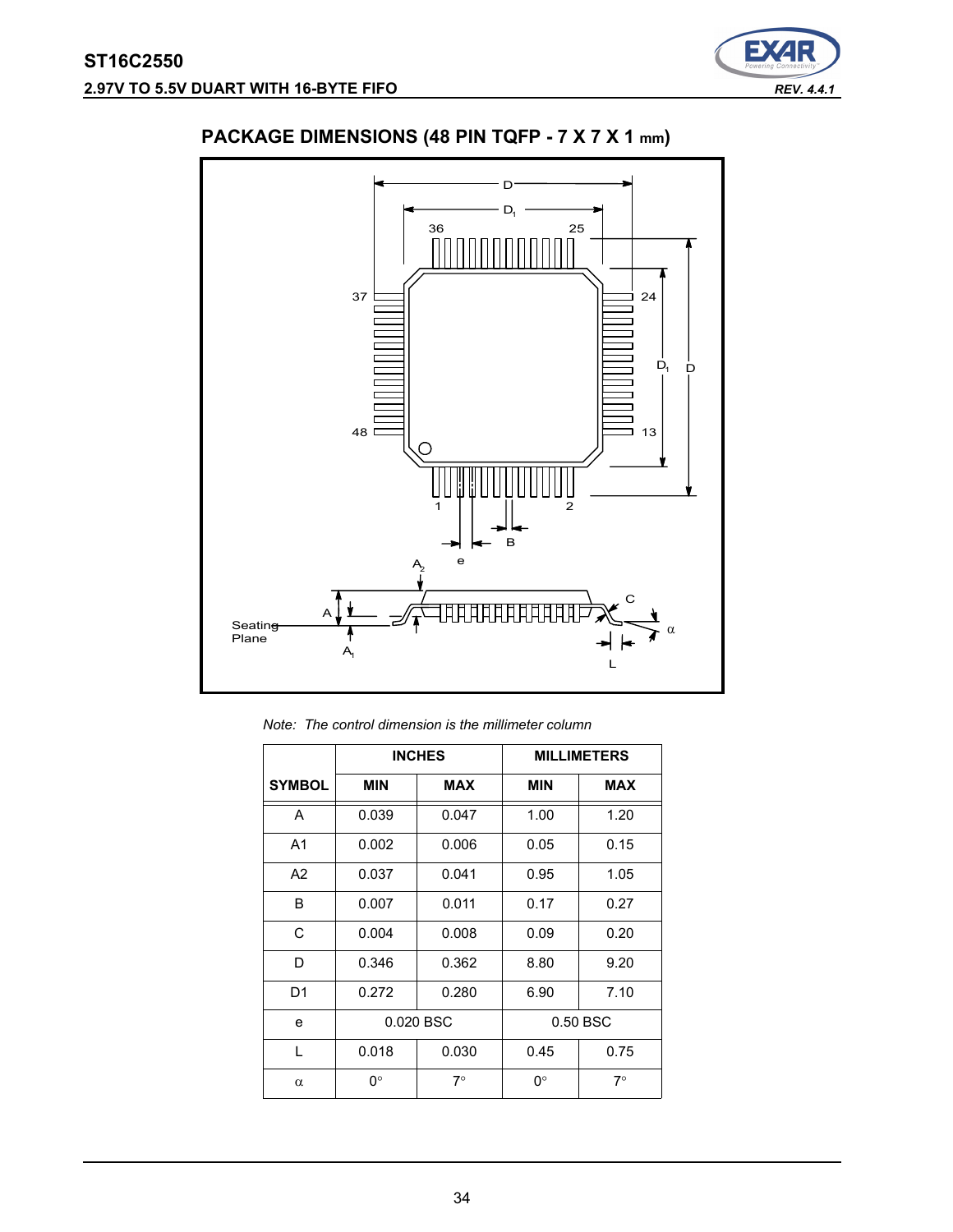## PACKAGE DIMENSIONS (48 PIN TQFP - 7 X 7 X 1 mm)

*Note: The control dimension is the millimeter column*

| SYMBOL | INCHES | | MILLIMETERS | |
|---|---|---|---|---|
| | MIN | MAX | MIN | MAX |
| A | 0.039 | 0.047 | 1.00 | 1.20 |
| A1 | 0.002 | 0.006 | 0.05 | 0.15 |
| A2 | 0.037 | 0.041 | 0.95 | 1.05 |
| B | 0.007 | 0.011 | 0.17 | 0.27 |
| C | 0.004 | 0.008 | 0.09 | 0.20 |
| D | 0.346 | 0.362 | 8.80 | 9.20 |
| D1 | 0.272 | 0.280 | 6.90 | 7.10 |
| e | 0.020 BSC | | 0.50 BSC | |
| L | 0.018 | 0.030 | 0.45 | 0.75 |
| α | 0° | 7° | 0° | 7° |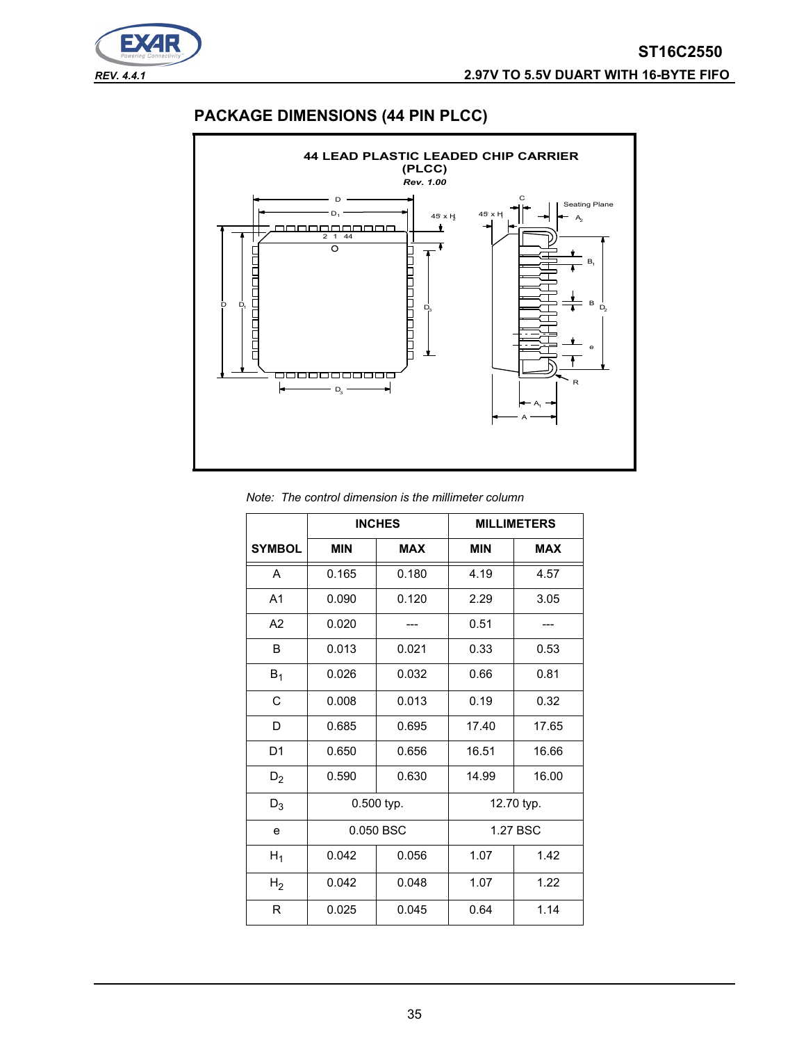## PACKAGE DIMENSIONS (44 PIN PLCC)

**44 LEAD PLASTIC LEADED CHIP CARRIER (PLCC)**

*Rev. 1.00*

*Note: The control dimension is the millimeter column*

| SYMBOL | INCHES | | MILLIMETERS | |
|---|---|---|---|---|
| | MIN | MAX | MIN | MAX |
| A | 0.165 | 0.180 | 4.19 | 4.57 |
| A1 | 0.090 | 0.120 | 2.29 | 3.05 |
| A2 | 0.020 | --- | 0.51 | --- |
| B | 0.013 | 0.021 | 0.33 | 0.53 |
| $B_1$ | 0.026 | 0.032 | 0.66 | 0.81 |
| C | 0.008 | 0.013 | 0.19 | 0.32 |
| D | 0.685 | 0.695 | 17.40 | 17.65 |
| D1 | 0.650 | 0.656 | 16.51 | 16.66 |
| $D_2$ | 0.590 | 0.630 | 14.99 | 16.00 |
| $D_3$ | 0.500 typ. | | 12.70 typ. | |
| e | 0.050 BSC | | 1.27 BSC | |
| $H_1$ | 0.042 | 0.056 | 1.07 | 1.42 |
| $H_2$ | 0.042 | 0.048 | 1.07 | 1.22 |
| R | 0.025 | 0.045 | 0.64 | 1.14 |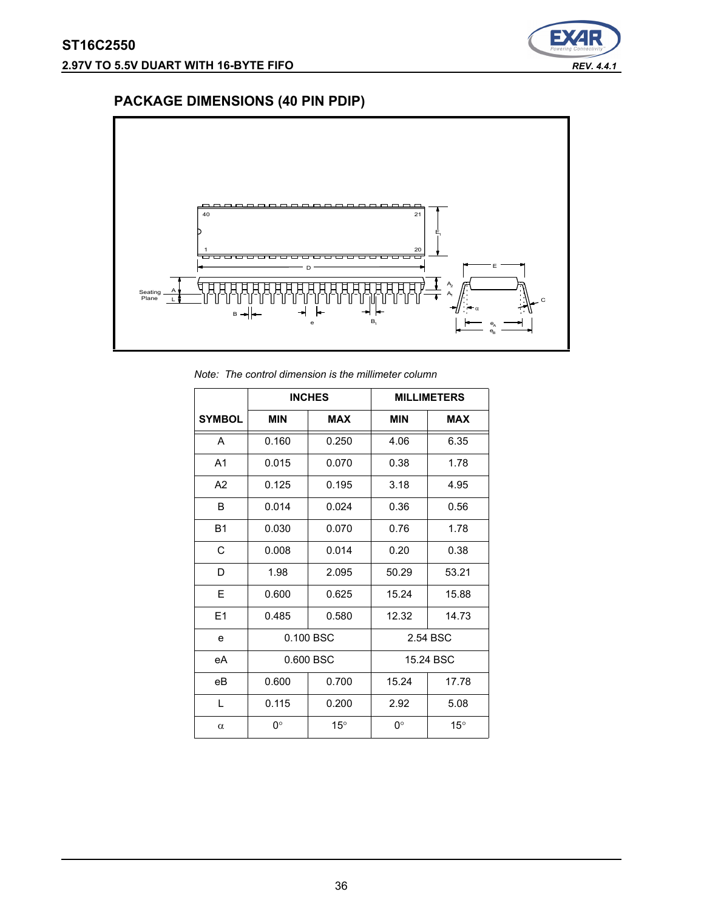## PACKAGE DIMENSIONS (40 PIN PDIP)

*Note: The control dimension is the millimeter column*

| | INCHES | | MILLIMETERS | |
|---|---|---|---|---|
| SYMBOL | MIN | MAX | MIN | MAX |
| A | 0.160 | 0.250 | 4.06 | 6.35 |
| A1 | 0.015 | 0.070 | 0.38 | 1.78 |
| A2 | 0.125 | 0.195 | 3.18 | 4.95 |
| B | 0.014 | 0.024 | 0.36 | 0.56 |
| B1 | 0.030 | 0.070 | 0.76 | 1.78 |
| C | 0.008 | 0.014 | 0.20 | 0.38 |
| D | 1.98 | 2.095 | 50.29 | 53.21 |
| E | 0.600 | 0.625 | 15.24 | 15.88 |
| E1 | 0.485 | 0.580 | 12.32 | 14.73 |
| e | 0.100 BSC | | 2.54 BSC | |
| eA | 0.600 BSC | | 15.24 BSC | |
| eB | 0.600 | 0.700 | 15.24 | 17.78 |
| L | 0.115 | 0.200 | 2.92 | 5.08 |
| $\alpha$ | 0° | 15° | 0° | 15° |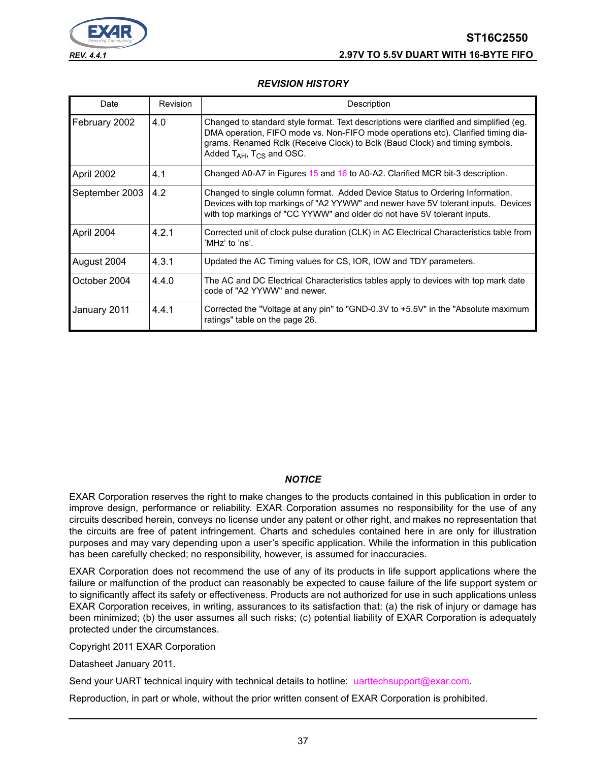### *REVISION HISTORY*

| Date | Revision | Description |
|---|---|---|
| February 2002 | 4.0 | Changed to standard style format. Text descriptions were clarified and simplified (eg. DMA operation, FIFO mode vs. Non-FIFO mode operations etc). Clarified timing diagrams. Renamed Rclk (Receive Clock) to Bclk (Baud Clock) and timing symbols. Added $T_{AH}$, $T_{CS}$ and OSC. |
| April 2002 | 4.1 | Changed A0-A7 in Figures 15 and 16 to A0-A2. Clarified MCR bit-3 description. |
| September 2003 | 4.2 | Changed to single column format. Added Device Status to Ordering Information. Devices with top markings of "A2 YYWW" and newer have 5V tolerant inputs. Devices with top markings of "CC YYWW" and older do not have 5V tolerant inputs. |
| April 2004 | 4.2.1 | Corrected unit of clock pulse duration (CLK) in AC Electrical Characteristics table from 'MHz' to 'ns'. |
| August 2004 | 4.3.1 | Updated the AC Timing values for CS, IOR, IOW and TDY parameters. |
| October 2004 | 4.4.0 | The AC and DC Electrical Characteristics tables apply to devices with top mark date code of "A2 YYWW" and newer. |
| January 2011 | 4.4.1 | Corrected the "Voltage at any pin" to "GND-0.3V to +5.5V" in the "Absolute maximum ratings" table on the page 26. |

### *NOTICE*

EXAR Corporation reserves the right to make changes to the products contained in this publication in order to improve design, performance or reliability. EXAR Corporation assumes no responsibility for the use of any circuits described herein, conveys no license under any patent or other right, and makes no representation that the circuits are free of patent infringement. Charts and schedules contained here in are only for illustration purposes and may vary depending upon a user's specific application. While the information in this publication has been carefully checked; no responsibility, however, is assumed for inaccuracies.

EXAR Corporation does not recommend the use of any of its products in life support applications where the failure or malfunction of the product can reasonably be expected to cause failure of the life support system or to significantly affect its safety or effectiveness. Products are not authorized for use in such applications unless EXAR Corporation receives, in writing, assurances to its satisfaction that: (a) the risk of injury or damage has been minimized; (b) the user assumes all such risks; (c) potential liability of EXAR Corporation is adequately protected under the circumstances.

Copyright 2011 EXAR Corporation

Datasheet January 2011.

Send your UART technical inquiry with technical details to hotline: uarttechsupport@exar.com.

Reproduction, in part or whole, without the prior written consent of EXAR Corporation is prohibited.